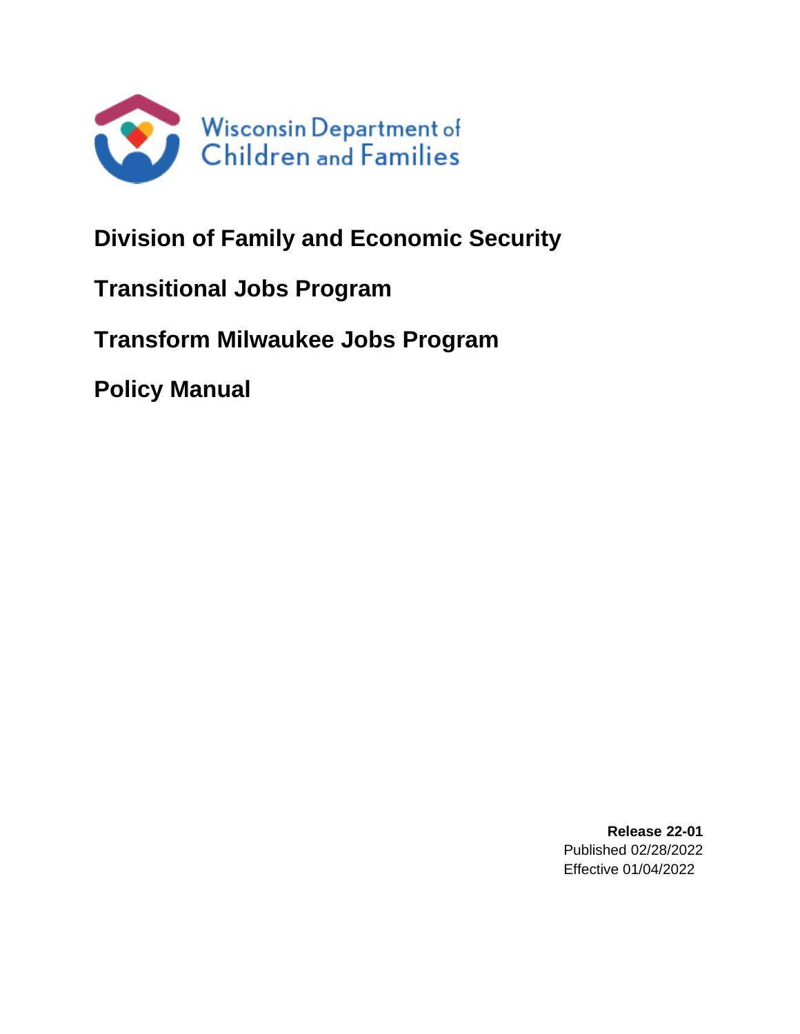Wisconsin Department of Children and Families

# Division of Family and Economic Security

# Transitional Jobs Program

# Transform Milwaukee Jobs Program

# Policy Manual

**Release 22-01**
Published 02/28/2022
Effective 01/04/2022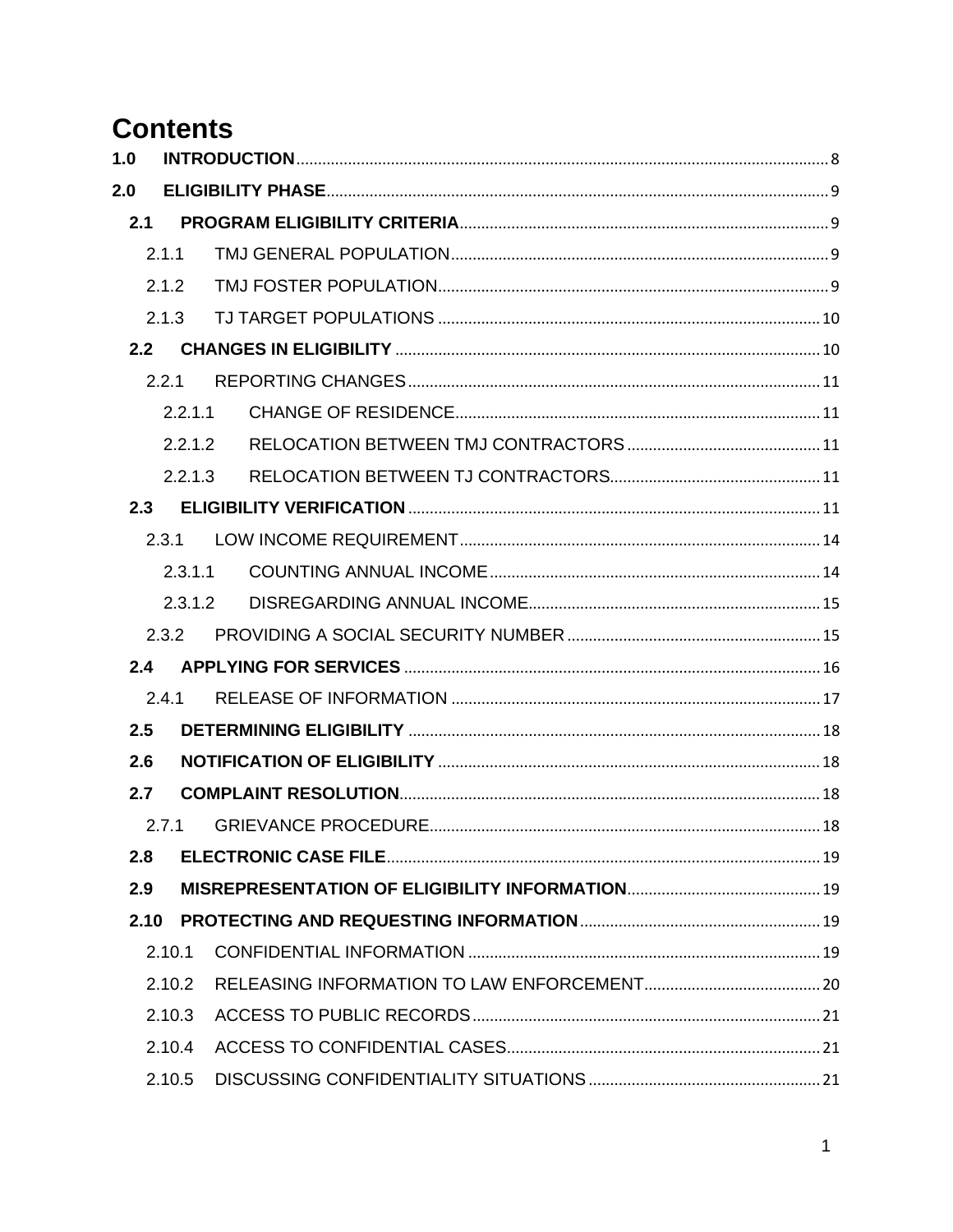# Contents

**1.0 INTRODUCTION** ... 8

**2.0 ELIGIBILITY PHASE** ... 9

- **2.1 PROGRAM ELIGIBILITY CRITERIA** ... 9
  - 2.1.1 TMJ GENERAL POPULATION ... 9
  - 2.1.2 TMJ FOSTER POPULATION ... 9
  - 2.1.3 TJ TARGET POPULATIONS ... 10
- **2.2 CHANGES IN ELIGIBILITY** ... 10
  - 2.2.1 REPORTING CHANGES ... 11
    - 2.2.1.1 CHANGE OF RESIDENCE ... 11
    - 2.2.1.2 RELOCATION BETWEEN TMJ CONTRACTORS ... 11
    - 2.2.1.3 RELOCATION BETWEEN TJ CONTRACTORS ... 11
- **2.3 ELIGIBILITY VERIFICATION** ... 11
  - 2.3.1 LOW INCOME REQUIREMENT ... 14
    - 2.3.1.1 COUNTING ANNUAL INCOME ... 14
    - 2.3.1.2 DISREGARDING ANNUAL INCOME ... 15
  - 2.3.2 PROVIDING A SOCIAL SECURITY NUMBER ... 15
- **2.4 APPLYING FOR SERVICES** ... 16
  - 2.4.1 RELEASE OF INFORMATION ... 17
- **2.5 DETERMINING ELIGIBILITY** ... 18
- **2.6 NOTIFICATION OF ELIGIBILITY** ... 18
- **2.7 COMPLAINT RESOLUTION** ... 18
  - 2.7.1 GRIEVANCE PROCEDURE ... 18
- **2.8 ELECTRONIC CASE FILE** ... 19
- **2.9 MISREPRESENTATION OF ELIGIBILITY INFORMATION** ... 19
- **2.10 PROTECTING AND REQUESTING INFORMATION** ... 19
  - 2.10.1 CONFIDENTIAL INFORMATION ... 19
  - 2.10.2 RELEASING INFORMATION TO LAW ENFORCEMENT ... 20
  - 2.10.3 ACCESS TO PUBLIC RECORDS ... 21
  - 2.10.4 ACCESS TO CONFIDENTIAL CASES ... 21
  - 2.10.5 DISCUSSING CONFIDENTIALITY SITUATIONS ... 21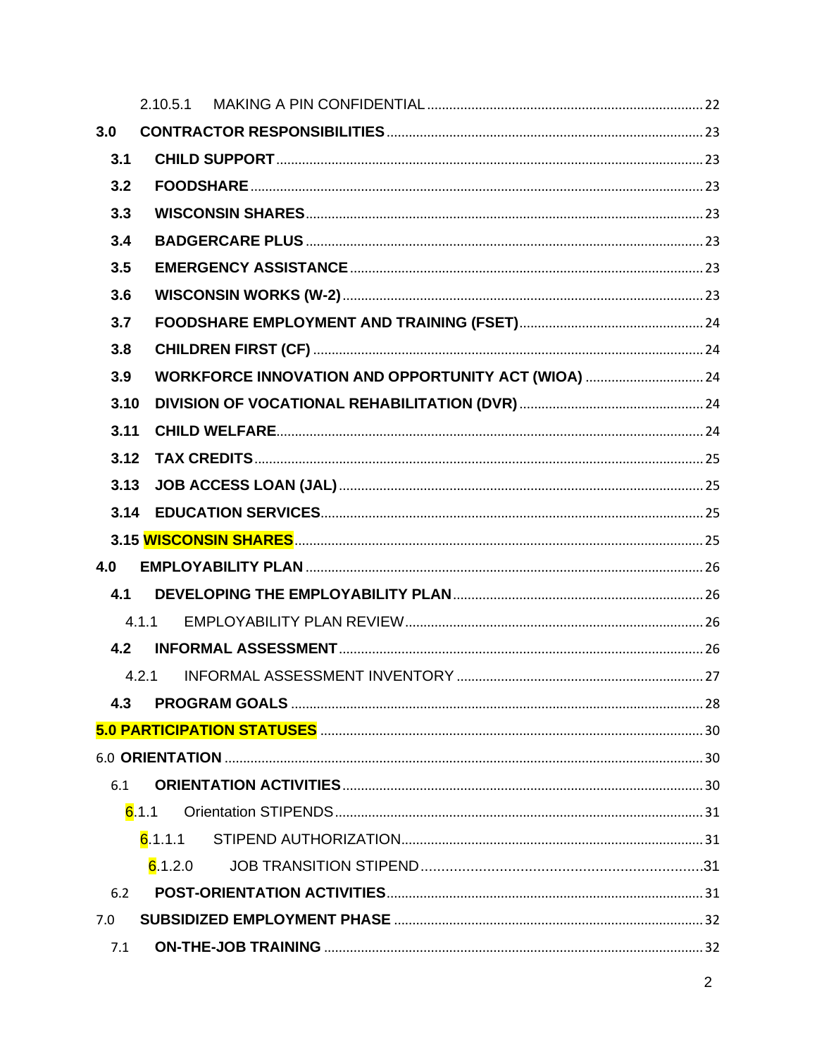2.10.5.1 MAKING A PIN CONFIDENTIAL ........ 22

**3.0 CONTRACTOR RESPONSIBILITIES** ........ 23

**3.1 CHILD SUPPORT** ........ 23

**3.2 FOODSHARE** ........ 23

**3.3 WISCONSIN SHARES** ........ 23

**3.4 BADGERCARE PLUS** ........ 23

**3.5 EMERGENCY ASSISTANCE** ........ 23

**3.6 WISCONSIN WORKS (W-2)** ........ 23

**3.7 FOODSHARE EMPLOYMENT AND TRAINING (FSET)** ........ 24

**3.8 CHILDREN FIRST (CF)** ........ 24

**3.9 WORKFORCE INNOVATION AND OPPORTUNITY ACT (WIOA)** ........ 24

**3.10 DIVISION OF VOCATIONAL REHABILITATION (DVR)** ........ 24

**3.11 CHILD WELFARE** ........ 24

**3.12 TAX CREDITS** ........ 25

**3.13 JOB ACCESS LOAN (JAL)** ........ 25

**3.14 EDUCATION SERVICES** ........ 25

**3.15 WISCONSIN SHARES** ........ 25

**4.0 EMPLOYABILITY PLAN** ........ 26

**4.1 DEVELOPING THE EMPLOYABILITY PLAN** ........ 26

4.1.1 EMPLOYABILITY PLAN REVIEW ........ 26

**4.2 INFORMAL ASSESSMENT** ........ 26

4.2.1 INFORMAL ASSESSMENT INVENTORY ........ 27

**4.3 PROGRAM GOALS** ........ 28

**5.0 PARTICIPATION STATUSES** ........ 30

6.0 **ORIENTATION** ........ 30

6.1 **ORIENTATION ACTIVITIES** ........ 30

6.1.1 Orientation STIPENDS ........ 31

6.1.1.1 STIPEND AUTHORIZATION ........ 31

6.1.2.0 JOB TRANSITION STIPEND ........ 31

6.2 **POST-ORIENTATION ACTIVITIES** ........ 31

7.0 **SUBSIDIZED EMPLOYMENT PHASE** ........ 32

7.1 **ON-THE-JOB TRAINING** ........ 32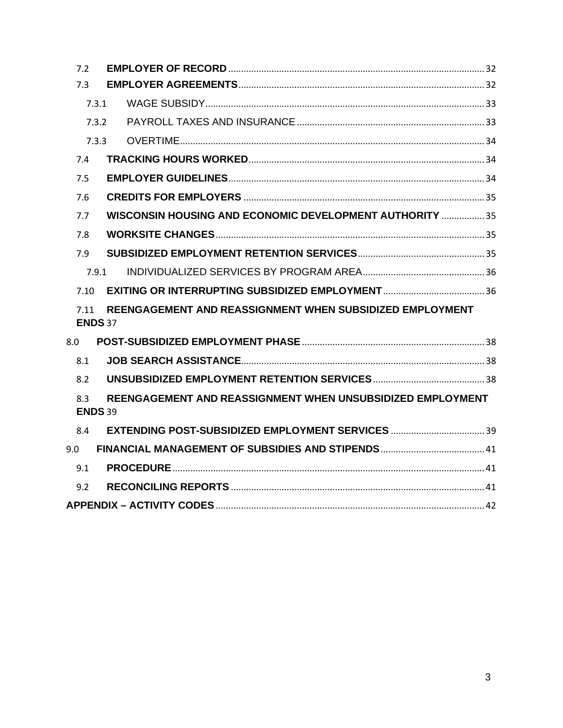7.2 **EMPLOYER OF RECORD** ..... 32

7.3 **EMPLOYER AGREEMENTS** ..... 32

7.3.1 WAGE SUBSIDY ..... 33

7.3.2 PAYROLL TAXES AND INSURANCE ..... 33

7.3.3 OVERTIME ..... 34

7.4 **TRACKING HOURS WORKED** ..... 34

7.5 **EMPLOYER GUIDELINES** ..... 34

7.6 **CREDITS FOR EMPLOYERS** ..... 35

7.7 **WISCONSIN HOUSING AND ECONOMIC DEVELOPMENT AUTHORITY** ..... 35

7.8 **WORKSITE CHANGES** ..... 35

7.9 **SUBSIDIZED EMPLOYMENT RETENTION SERVICES** ..... 35

7.9.1 INDIVIDUALIZED SERVICES BY PROGRAM AREA ..... 36

7.10 **EXITING OR INTERRUPTING SUBSIDIZED EMPLOYMENT** ..... 36

7.11 **REENGAGEMENT AND REASSIGNMENT WHEN SUBSIDIZED EMPLOYMENT ENDS** 37

8.0 **POST-SUBSIDIZED EMPLOYMENT PHASE** ..... 38

8.1 **JOB SEARCH ASSISTANCE** ..... 38

8.2 **UNSUBSIDIZED EMPLOYMENT RETENTION SERVICES** ..... 38

8.3 **REENGAGEMENT AND REASSIGNMENT WHEN UNSUBSIDIZED EMPLOYMENT ENDS** 39

8.4 **EXTENDING POST-SUBSIDIZED EMPLOYMENT SERVICES** ..... 39

9.0 **FINANCIAL MANAGEMENT OF SUBSIDIES AND STIPENDS** ..... 41

9.1 **PROCEDURE** ..... 41

9.2 **RECONCILING REPORTS** ..... 41

**APPENDIX – ACTIVITY CODES** ..... 42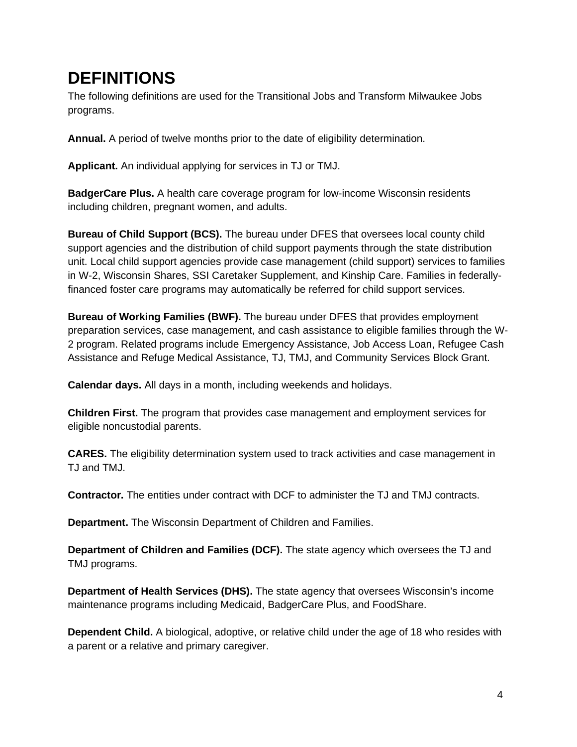# DEFINITIONS

The following definitions are used for the Transitional Jobs and Transform Milwaukee Jobs programs.

**Annual.** A period of twelve months prior to the date of eligibility determination.

**Applicant.** An individual applying for services in TJ or TMJ.

**BadgerCare Plus.** A health care coverage program for low-income Wisconsin residents including children, pregnant women, and adults.

**Bureau of Child Support (BCS).** The bureau under DFES that oversees local county child support agencies and the distribution of child support payments through the state distribution unit. Local child support agencies provide case management (child support) services to families in W-2, Wisconsin Shares, SSI Caretaker Supplement, and Kinship Care. Families in federally-financed foster care programs may automatically be referred for child support services.

**Bureau of Working Families (BWF).** The bureau under DFES that provides employment preparation services, case management, and cash assistance to eligible families through the W-2 program. Related programs include Emergency Assistance, Job Access Loan, Refugee Cash Assistance and Refuge Medical Assistance, TJ, TMJ, and Community Services Block Grant.

**Calendar days.** All days in a month, including weekends and holidays.

**Children First.** The program that provides case management and employment services for eligible noncustodial parents.

**CARES.** The eligibility determination system used to track activities and case management in TJ and TMJ.

**Contractor.** The entities under contract with DCF to administer the TJ and TMJ contracts.

**Department.** The Wisconsin Department of Children and Families.

**Department of Children and Families (DCF).** The state agency which oversees the TJ and TMJ programs.

**Department of Health Services (DHS).** The state agency that oversees Wisconsin's income maintenance programs including Medicaid, BadgerCare Plus, and FoodShare.

**Dependent Child.** A biological, adoptive, or relative child under the age of 18 who resides with a parent or a relative and primary caregiver.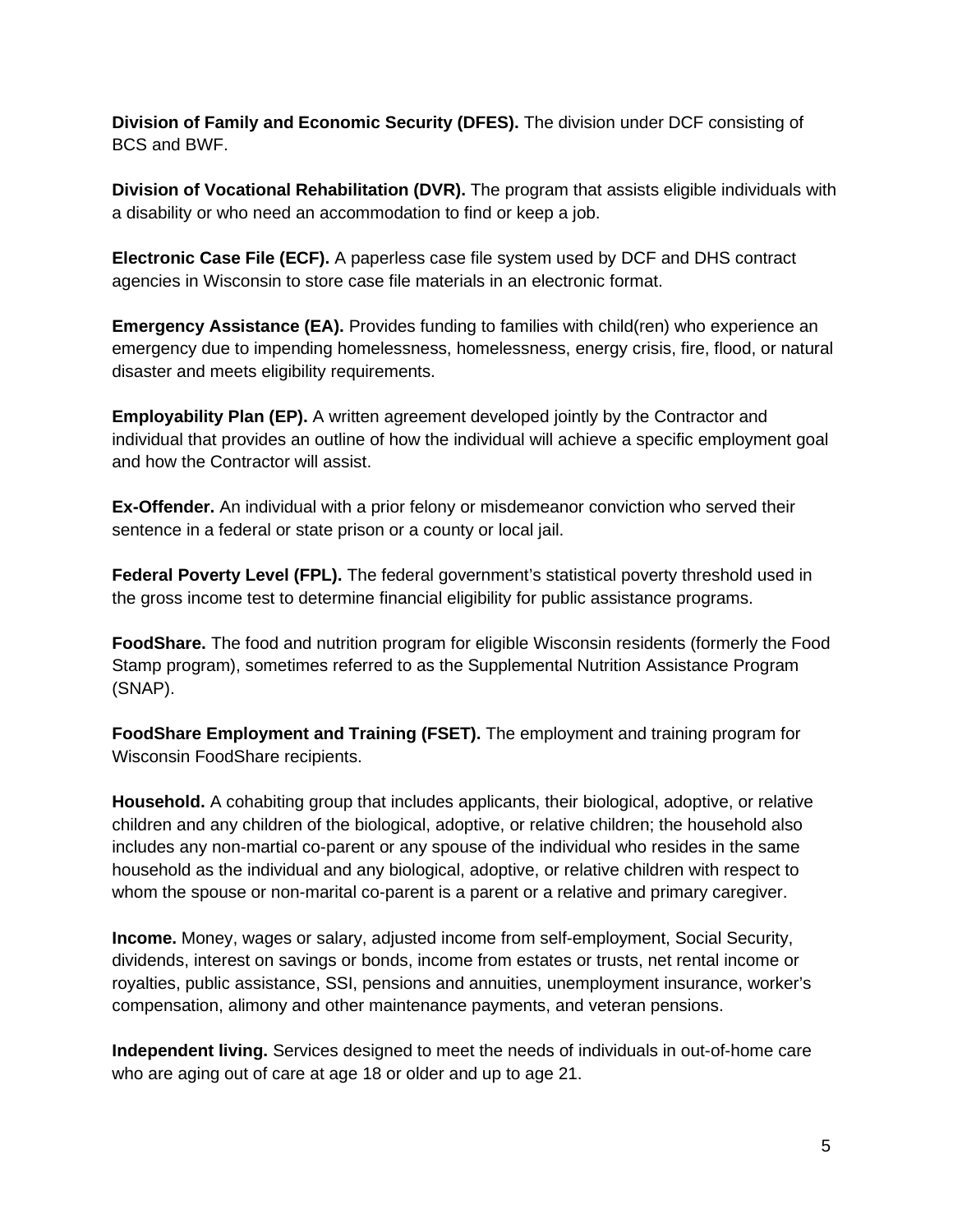**Division of Family and Economic Security (DFES).** The division under DCF consisting of BCS and BWF.

**Division of Vocational Rehabilitation (DVR).** The program that assists eligible individuals with a disability or who need an accommodation to find or keep a job.

**Electronic Case File (ECF).** A paperless case file system used by DCF and DHS contract agencies in Wisconsin to store case file materials in an electronic format.

**Emergency Assistance (EA).** Provides funding to families with child(ren) who experience an emergency due to impending homelessness, homelessness, energy crisis, fire, flood, or natural disaster and meets eligibility requirements.

**Employability Plan (EP).** A written agreement developed jointly by the Contractor and individual that provides an outline of how the individual will achieve a specific employment goal and how the Contractor will assist.

**Ex-Offender.** An individual with a prior felony or misdemeanor conviction who served their sentence in a federal or state prison or a county or local jail.

**Federal Poverty Level (FPL).** The federal government's statistical poverty threshold used in the gross income test to determine financial eligibility for public assistance programs.

**FoodShare.** The food and nutrition program for eligible Wisconsin residents (formerly the Food Stamp program), sometimes referred to as the Supplemental Nutrition Assistance Program (SNAP).

**FoodShare Employment and Training (FSET).** The employment and training program for Wisconsin FoodShare recipients.

**Household.** A cohabiting group that includes applicants, their biological, adoptive, or relative children and any children of the biological, adoptive, or relative children; the household also includes any non-martial co-parent or any spouse of the individual who resides in the same household as the individual and any biological, adoptive, or relative children with respect to whom the spouse or non-marital co-parent is a parent or a relative and primary caregiver.

**Income.** Money, wages or salary, adjusted income from self-employment, Social Security, dividends, interest on savings or bonds, income from estates or trusts, net rental income or royalties, public assistance, SSI, pensions and annuities, unemployment insurance, worker's compensation, alimony and other maintenance payments, and veteran pensions.

**Independent living.** Services designed to meet the needs of individuals in out-of-home care who are aging out of care at age 18 or older and up to age 21.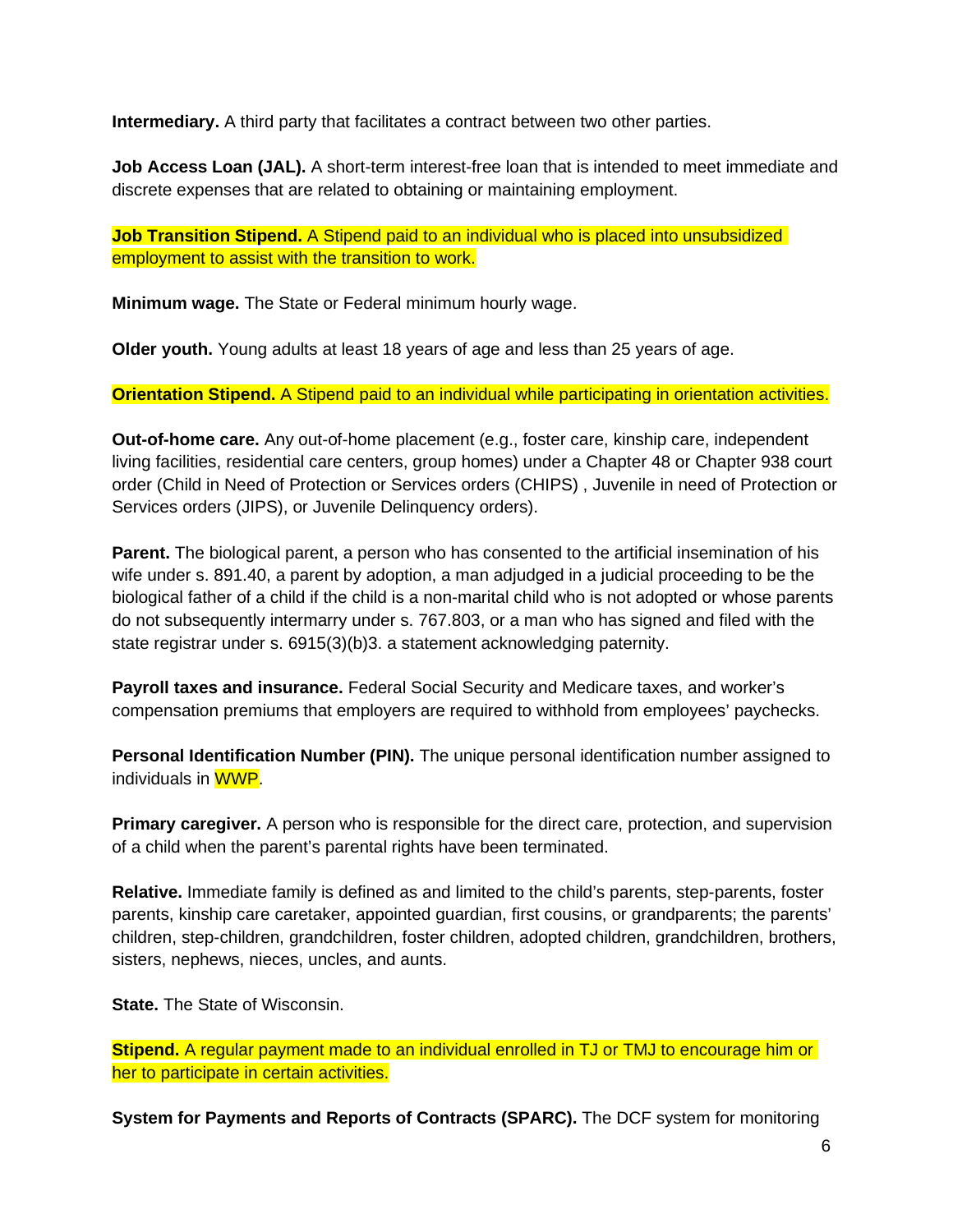**Intermediary.** A third party that facilitates a contract between two other parties.

**Job Access Loan (JAL).** A short-term interest-free loan that is intended to meet immediate and discrete expenses that are related to obtaining or maintaining employment.

**Job Transition Stipend.** A Stipend paid to an individual who is placed into unsubsidized employment to assist with the transition to work.

**Minimum wage.** The State or Federal minimum hourly wage.

**Older youth.** Young adults at least 18 years of age and less than 25 years of age.

**Orientation Stipend.** A Stipend paid to an individual while participating in orientation activities.

**Out-of-home care.** Any out-of-home placement (e.g., foster care, kinship care, independent living facilities, residential care centers, group homes) under a Chapter 48 or Chapter 938 court order (Child in Need of Protection or Services orders (CHIPS) , Juvenile in need of Protection or Services orders (JIPS), or Juvenile Delinquency orders).

**Parent.** The biological parent, a person who has consented to the artificial insemination of his wife under s. 891.40, a parent by adoption, a man adjudged in a judicial proceeding to be the biological father of a child if the child is a non-marital child who is not adopted or whose parents do not subsequently intermarry under s. 767.803, or a man who has signed and filed with the state registrar under s. 6915(3)(b)3. a statement acknowledging paternity.

**Payroll taxes and insurance.** Federal Social Security and Medicare taxes, and worker's compensation premiums that employers are required to withhold from employees' paychecks.

**Personal Identification Number (PIN).** The unique personal identification number assigned to individuals in WWP.

**Primary caregiver.** A person who is responsible for the direct care, protection, and supervision of a child when the parent's parental rights have been terminated.

**Relative.** Immediate family is defined as and limited to the child's parents, step-parents, foster parents, kinship care caretaker, appointed guardian, first cousins, or grandparents; the parents' children, step-children, grandchildren, foster children, adopted children, grandchildren, brothers, sisters, nephews, nieces, uncles, and aunts.

**State.** The State of Wisconsin.

**Stipend.** A regular payment made to an individual enrolled in TJ or TMJ to encourage him or her to participate in certain activities.

**System for Payments and Reports of Contracts (SPARC).** The DCF system for monitoring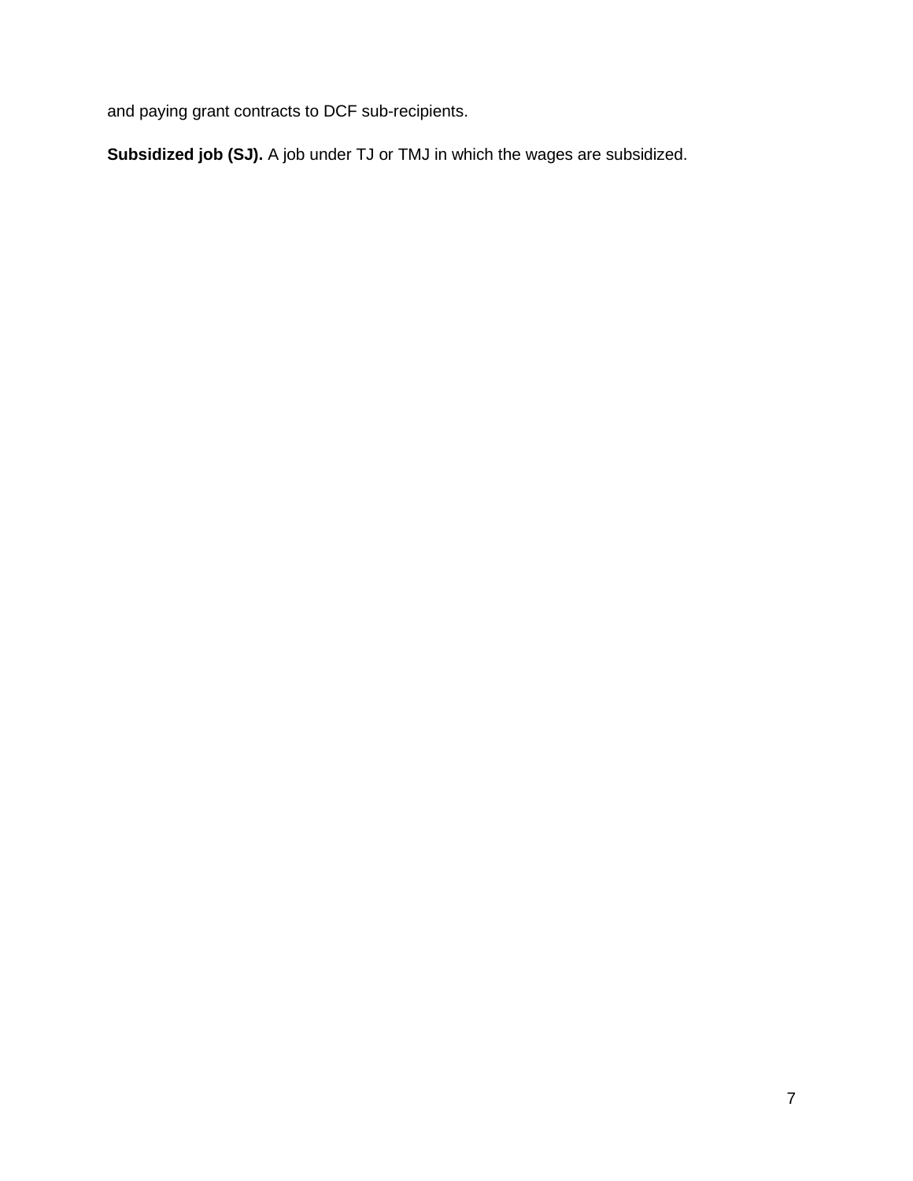and paying grant contracts to DCF sub-recipients.

**Subsidized job (SJ).** A job under TJ or TMJ in which the wages are subsidized.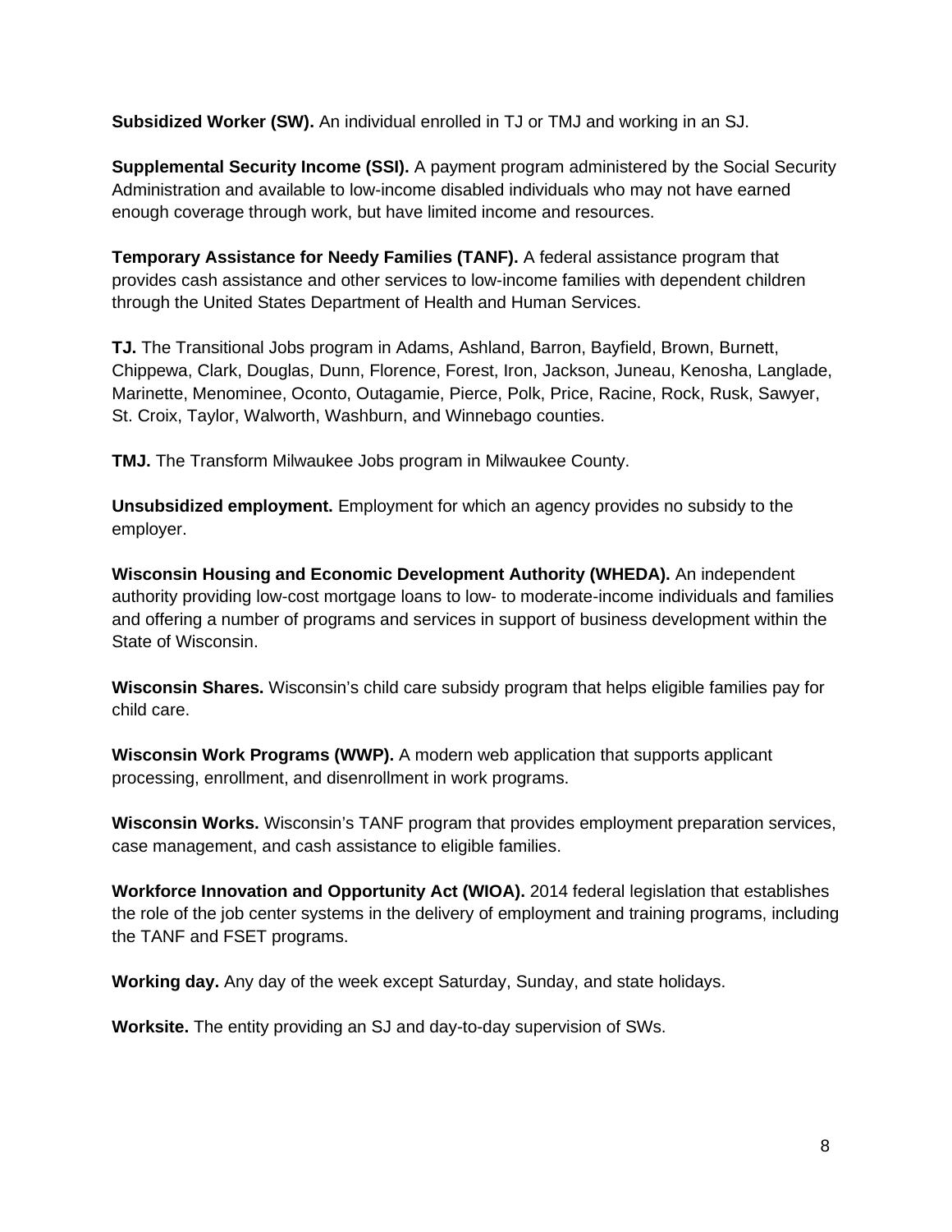**Subsidized Worker (SW).** An individual enrolled in TJ or TMJ and working in an SJ.

**Supplemental Security Income (SSI).** A payment program administered by the Social Security Administration and available to low-income disabled individuals who may not have earned enough coverage through work, but have limited income and resources.

**Temporary Assistance for Needy Families (TANF).** A federal assistance program that provides cash assistance and other services to low-income families with dependent children through the United States Department of Health and Human Services.

**TJ.** The Transitional Jobs program in Adams, Ashland, Barron, Bayfield, Brown, Burnett, Chippewa, Clark, Douglas, Dunn, Florence, Forest, Iron, Jackson, Juneau, Kenosha, Langlade, Marinette, Menominee, Oconto, Outagamie, Pierce, Polk, Price, Racine, Rock, Rusk, Sawyer, St. Croix, Taylor, Walworth, Washburn, and Winnebago counties.

**TMJ.** The Transform Milwaukee Jobs program in Milwaukee County.

**Unsubsidized employment.** Employment for which an agency provides no subsidy to the employer.

**Wisconsin Housing and Economic Development Authority (WHEDA).** An independent authority providing low-cost mortgage loans to low- to moderate-income individuals and families and offering a number of programs and services in support of business development within the State of Wisconsin.

**Wisconsin Shares.** Wisconsin's child care subsidy program that helps eligible families pay for child care.

**Wisconsin Work Programs (WWP).** A modern web application that supports applicant processing, enrollment, and disenrollment in work programs.

**Wisconsin Works.** Wisconsin's TANF program that provides employment preparation services, case management, and cash assistance to eligible families.

**Workforce Innovation and Opportunity Act (WIOA).** 2014 federal legislation that establishes the role of the job center systems in the delivery of employment and training programs, including the TANF and FSET programs.

**Working day.** Any day of the week except Saturday, Sunday, and state holidays.

**Worksite.** The entity providing an SJ and day-to-day supervision of SWs.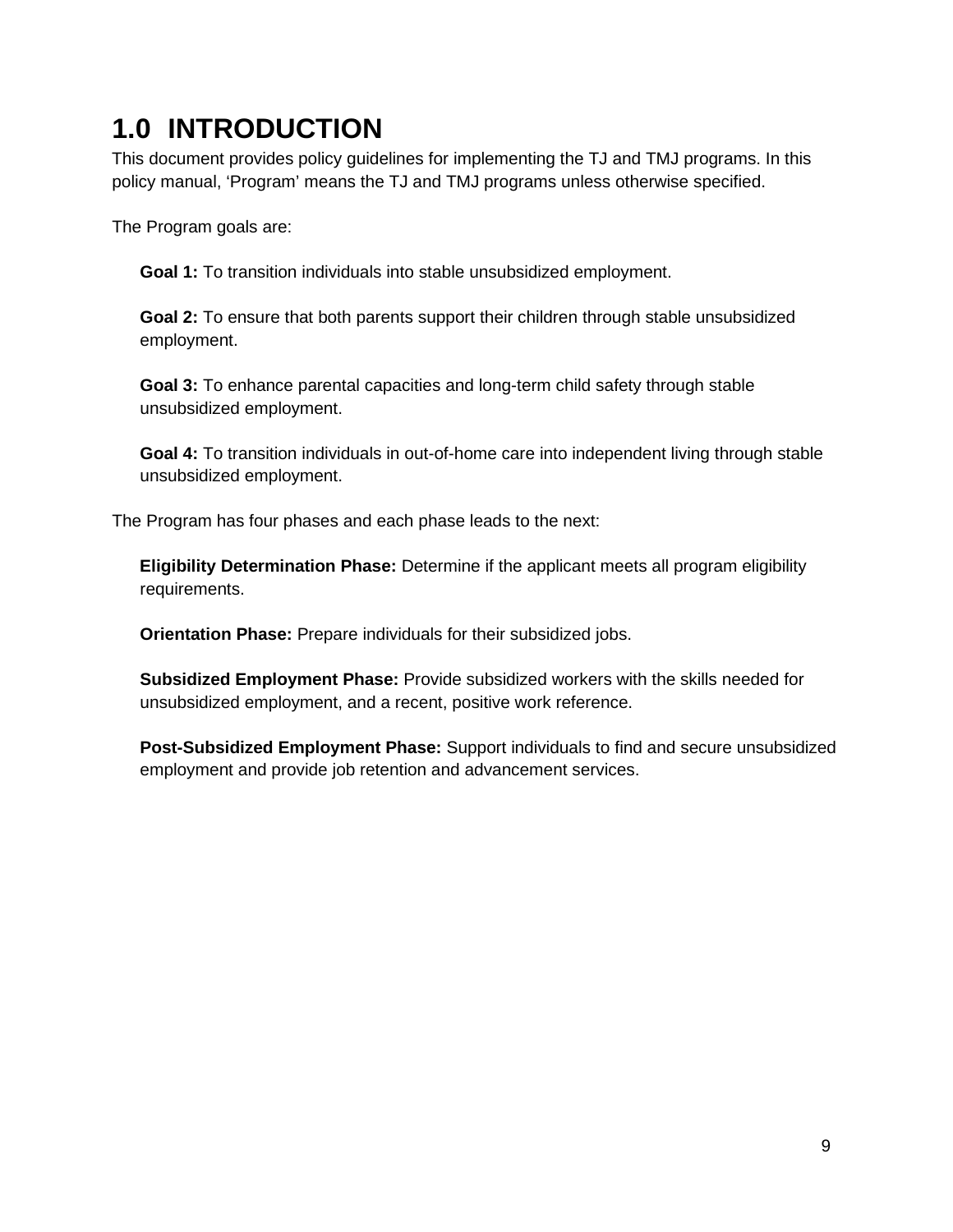# 1.0 INTRODUCTION

This document provides policy guidelines for implementing the TJ and TMJ programs. In this policy manual, ‘Program’ means the TJ and TMJ programs unless otherwise specified.

The Program goals are:

**Goal 1:** To transition individuals into stable unsubsidized employment.

**Goal 2:** To ensure that both parents support their children through stable unsubsidized employment.

**Goal 3:** To enhance parental capacities and long-term child safety through stable unsubsidized employment.

**Goal 4:** To transition individuals in out-of-home care into independent living through stable unsubsidized employment.

The Program has four phases and each phase leads to the next:

**Eligibility Determination Phase:** Determine if the applicant meets all program eligibility requirements.

**Orientation Phase:** Prepare individuals for their subsidized jobs.

**Subsidized Employment Phase:** Provide subsidized workers with the skills needed for unsubsidized employment, and a recent, positive work reference.

**Post-Subsidized Employment Phase:** Support individuals to find and secure unsubsidized employment and provide job retention and advancement services.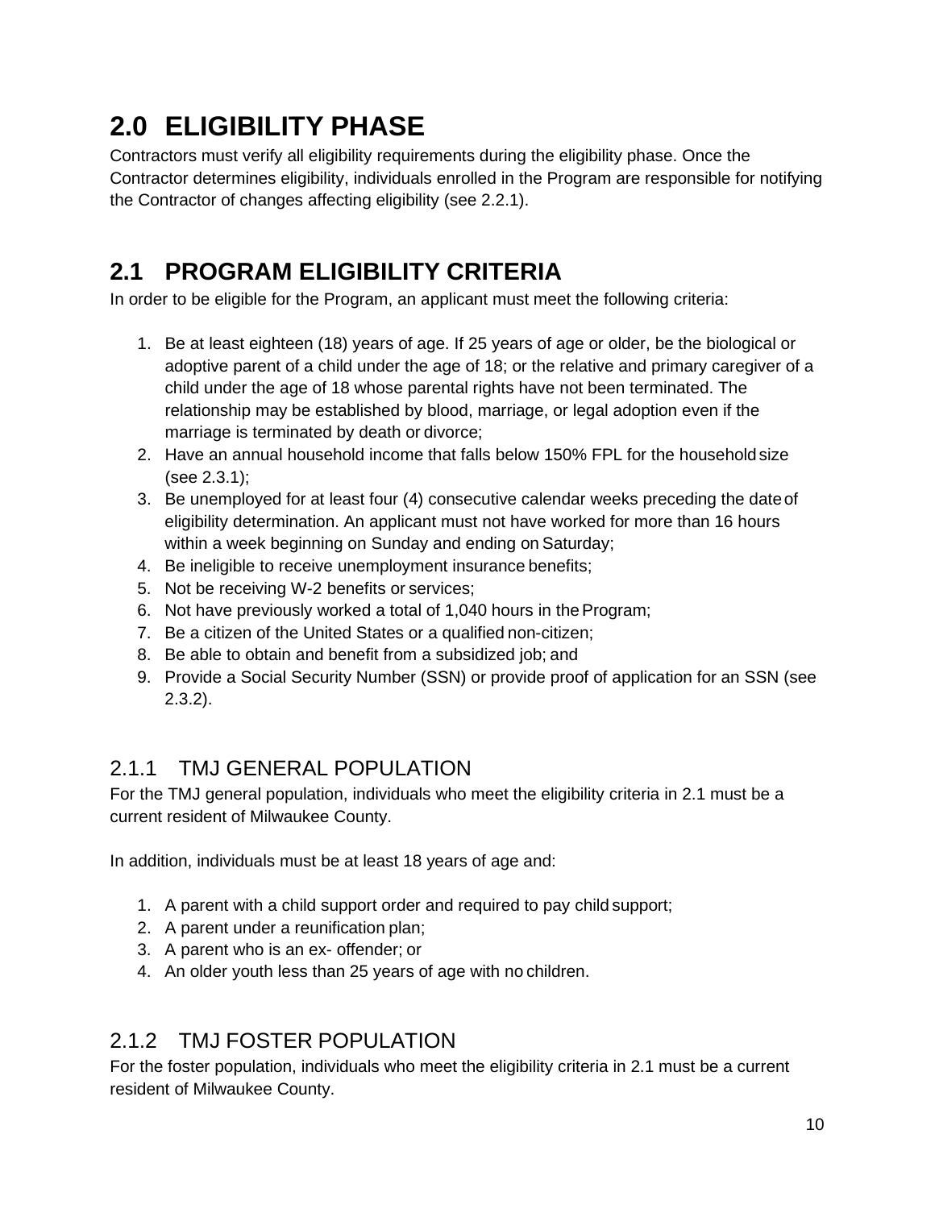# 2.0 ELIGIBILITY PHASE

Contractors must verify all eligibility requirements during the eligibility phase. Once the Contractor determines eligibility, individuals enrolled in the Program are responsible for notifying the Contractor of changes affecting eligibility (see 2.2.1).

# 2.1 PROGRAM ELIGIBILITY CRITERIA

In order to be eligible for the Program, an applicant must meet the following criteria:

1. Be at least eighteen (18) years of age. If 25 years of age or older, be the biological or adoptive parent of a child under the age of 18; or the relative and primary caregiver of a child under the age of 18 whose parental rights have not been terminated. The relationship may be established by blood, marriage, or legal adoption even if the marriage is terminated by death or divorce;
2. Have an annual household income that falls below 150% FPL for the household size (see 2.3.1);
3. Be unemployed for at least four (4) consecutive calendar weeks preceding the date of eligibility determination. An applicant must not have worked for more than 16 hours within a week beginning on Sunday and ending on Saturday;
4. Be ineligible to receive unemployment insurance benefits;
5. Not be receiving W-2 benefits or services;
6. Not have previously worked a total of 1,040 hours in the Program;
7. Be a citizen of the United States or a qualified non-citizen;
8. Be able to obtain and benefit from a subsidized job; and
9. Provide a Social Security Number (SSN) or provide proof of application for an SSN (see 2.3.2).

## 2.1.1 TMJ GENERAL POPULATION

For the TMJ general population, individuals who meet the eligibility criteria in 2.1 must be a current resident of Milwaukee County.

In addition, individuals must be at least 18 years of age and:

1. A parent with a child support order and required to pay child support;
2. A parent under a reunification plan;
3. A parent who is an ex- offender; or
4. An older youth less than 25 years of age with no children.

## 2.1.2 TMJ FOSTER POPULATION

For the foster population, individuals who meet the eligibility criteria in 2.1 must be a current resident of Milwaukee County.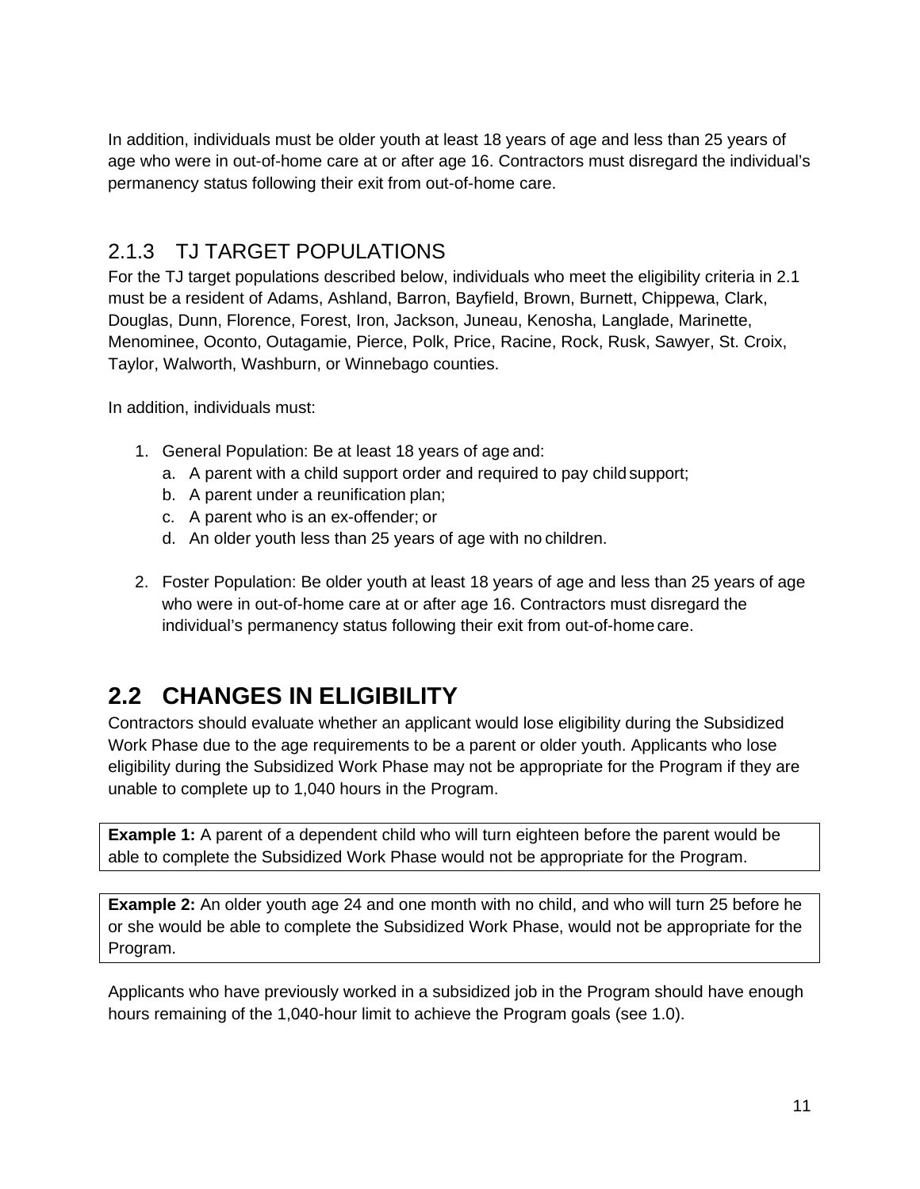In addition, individuals must be older youth at least 18 years of age and less than 25 years of age who were in out-of-home care at or after age 16. Contractors must disregard the individual's permanency status following their exit from out-of-home care.

### 2.1.3 TJ TARGET POPULATIONS

For the TJ target populations described below, individuals who meet the eligibility criteria in 2.1 must be a resident of Adams, Ashland, Barron, Bayfield, Brown, Burnett, Chippewa, Clark, Douglas, Dunn, Florence, Forest, Iron, Jackson, Juneau, Kenosha, Langlade, Marinette, Menominee, Oconto, Outagamie, Pierce, Polk, Price, Racine, Rock, Rusk, Sawyer, St. Croix, Taylor, Walworth, Washburn, or Winnebago counties.

In addition, individuals must:

1. General Population: Be at least 18 years of age and:
   a. A parent with a child support order and required to pay child support;
   b. A parent under a reunification plan;
   c. A parent who is an ex-offender; or
   d. An older youth less than 25 years of age with no children.

2. Foster Population: Be older youth at least 18 years of age and less than 25 years of age who were in out-of-home care at or after age 16. Contractors must disregard the individual's permanency status following their exit from out-of-home care.

## 2.2 CHANGES IN ELIGIBILITY

Contractors should evaluate whether an applicant would lose eligibility during the Subsidized Work Phase due to the age requirements to be a parent or older youth. Applicants who lose eligibility during the Subsidized Work Phase may not be appropriate for the Program if they are unable to complete up to 1,040 hours in the Program.

**Example 1:** A parent of a dependent child who will turn eighteen before the parent would be able to complete the Subsidized Work Phase would not be appropriate for the Program.

**Example 2:** An older youth age 24 and one month with no child, and who will turn 25 before he or she would be able to complete the Subsidized Work Phase, would not be appropriate for the Program.

Applicants who have previously worked in a subsidized job in the Program should have enough hours remaining of the 1,040-hour limit to achieve the Program goals (see 1.0).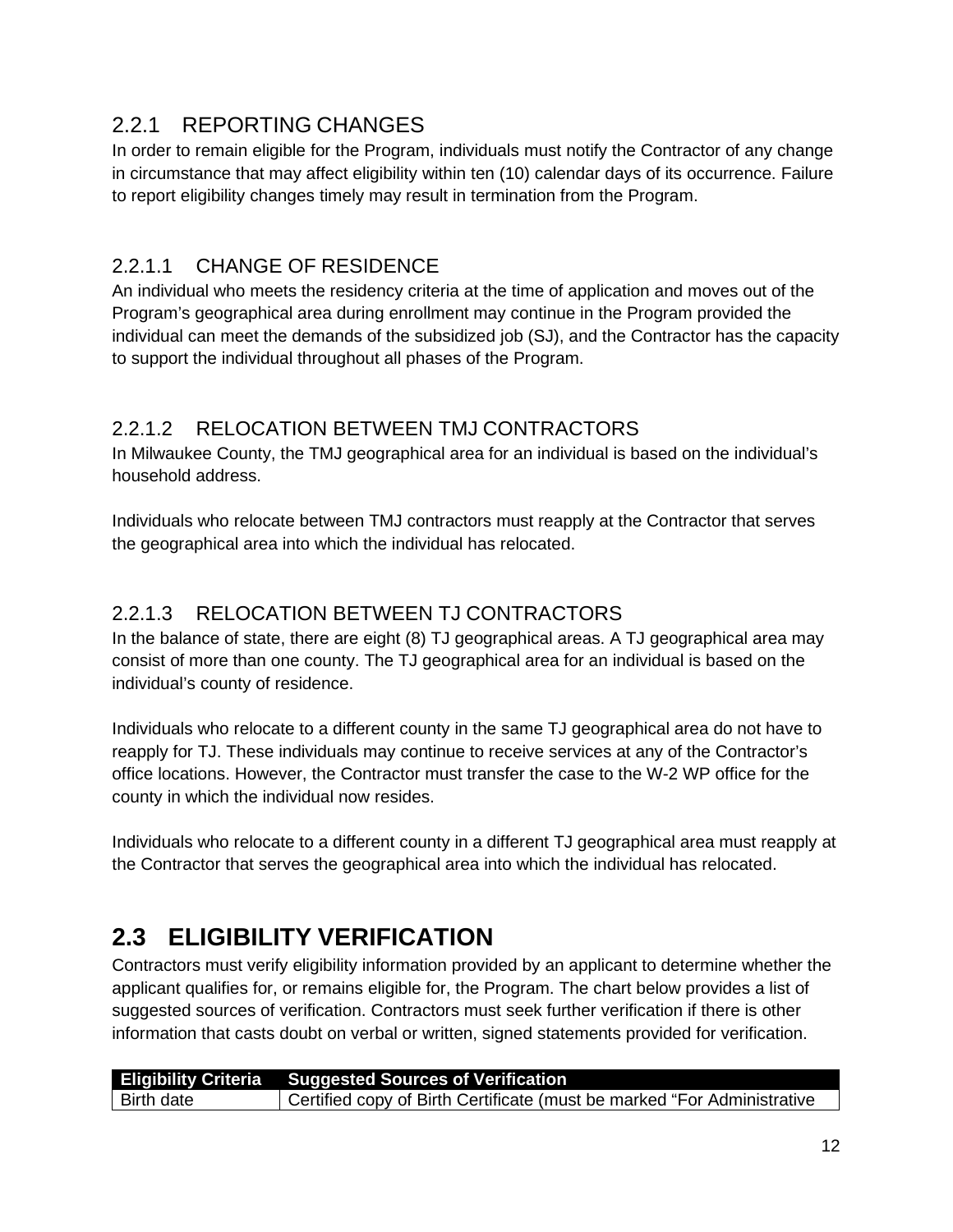### 2.2.1 REPORTING CHANGES

In order to remain eligible for the Program, individuals must notify the Contractor of any change in circumstance that may affect eligibility within ten (10) calendar days of its occurrence. Failure to report eligibility changes timely may result in termination from the Program.

#### 2.2.1.1 CHANGE OF RESIDENCE

An individual who meets the residency criteria at the time of application and moves out of the Program's geographical area during enrollment may continue in the Program provided the individual can meet the demands of the subsidized job (SJ), and the Contractor has the capacity to support the individual throughout all phases of the Program.

#### 2.2.1.2 RELOCATION BETWEEN TMJ CONTRACTORS

In Milwaukee County, the TMJ geographical area for an individual is based on the individual's household address.

Individuals who relocate between TMJ contractors must reapply at the Contractor that serves the geographical area into which the individual has relocated.

#### 2.2.1.3 RELOCATION BETWEEN TJ CONTRACTORS

In the balance of state, there are eight (8) TJ geographical areas. A TJ geographical area may consist of more than one county. The TJ geographical area for an individual is based on the individual's county of residence.

Individuals who relocate to a different county in the same TJ geographical area do not have to reapply for TJ. These individuals may continue to receive services at any of the Contractor's office locations. However, the Contractor must transfer the case to the W-2 WP office for the county in which the individual now resides.

Individuals who relocate to a different county in a different TJ geographical area must reapply at the Contractor that serves the geographical area into which the individual has relocated.

## 2.3 ELIGIBILITY VERIFICATION

Contractors must verify eligibility information provided by an applicant to determine whether the applicant qualifies for, or remains eligible for, the Program. The chart below provides a list of suggested sources of verification. Contractors must seek further verification if there is other information that casts doubt on verbal or written, signed statements provided for verification.

| Eligibility Criteria | Suggested Sources of Verification |
|---|---|
| Birth date | Certified copy of Birth Certificate (must be marked "For Administrative |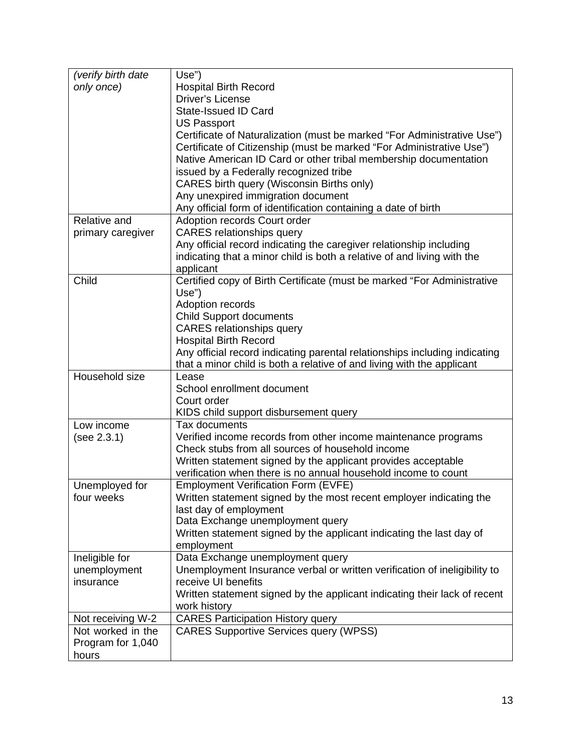| | |
|---|---|
| *(verify birth date only once)* | Use")<br>Hospital Birth Record<br>Driver's License<br>State-Issued ID Card<br>US Passport<br>Certificate of Naturalization (must be marked "For Administrative Use")<br>Certificate of Citizenship (must be marked "For Administrative Use")<br>Native American ID Card or other tribal membership documentation issued by a Federally recognized tribe<br>CARES birth query (Wisconsin Births only)<br>Any unexpired immigration document<br>Any official form of identification containing a date of birth |
| Relative and primary caregiver | Adoption records Court order<br>CARES relationships query<br>Any official record indicating the caregiver relationship including indicating that a minor child is both a relative of and living with the applicant |
| Child | Certified copy of Birth Certificate (must be marked "For Administrative Use")<br>Adoption records<br>Child Support documents<br>CARES relationships query<br>Hospital Birth Record<br>Any official record indicating parental relationships including indicating that a minor child is both a relative of and living with the applicant |
| Household size | Lease<br>School enrollment document<br>Court order<br>KIDS child support disbursement query |
| Low income (see 2.3.1) | Tax documents<br>Verified income records from other income maintenance programs<br>Check stubs from all sources of household income<br>Written statement signed by the applicant provides acceptable verification when there is no annual household income to count |
| Unemployed for four weeks | Employment Verification Form (EVFE)<br>Written statement signed by the most recent employer indicating the last day of employment<br>Data Exchange unemployment query<br>Written statement signed by the applicant indicating the last day of employment |
| Ineligible for unemployment insurance | Data Exchange unemployment query<br>Unemployment Insurance verbal or written verification of ineligibility to receive UI benefits<br>Written statement signed by the applicant indicating their lack of recent work history |
| Not receiving W-2 | CARES Participation History query |
| Not worked in the Program for 1,040 hours | CARES Supportive Services query (WPSS) |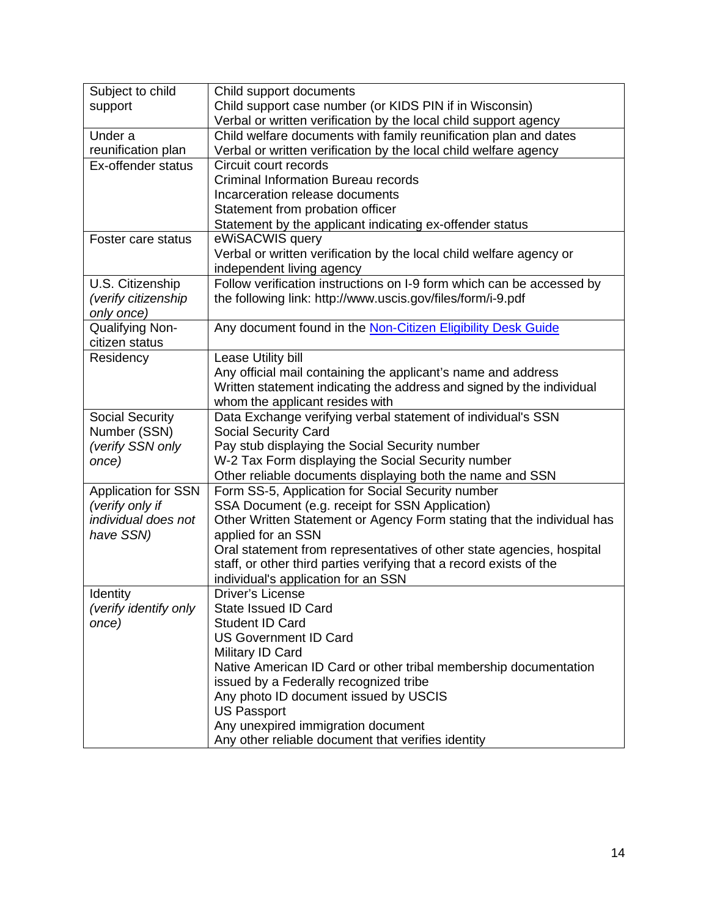| | |
|---|---|
| Subject to child support | Child support documents<br>Child support case number (or KIDS PIN if in Wisconsin)<br>Verbal or written verification by the local child support agency |
| Under a reunification plan | Child welfare documents with family reunification plan and dates<br>Verbal or written verification by the local child welfare agency |
| Ex-offender status | Circuit court records<br>Criminal Information Bureau records<br>Incarceration release documents<br>Statement from probation officer<br>Statement by the applicant indicating ex-offender status |
| Foster care status | eWiSACWIS query<br>Verbal or written verification by the local child welfare agency or independent living agency |
| U.S. Citizenship *(verify citizenship only once)* | Follow verification instructions on I-9 form which can be accessed by the following link: http://www.uscis.gov/files/form/i-9.pdf |
| Qualifying Non-citizen status | Any document found in the [Non-Citizen Eligibility Desk Guide] |
| Residency | Lease Utility bill<br>Any official mail containing the applicant's name and address<br>Written statement indicating the address and signed by the individual whom the applicant resides with |
| Social Security Number (SSN) *(verify SSN only once)* | Data Exchange verifying verbal statement of individual's SSN<br>Social Security Card<br>Pay stub displaying the Social Security number<br>W-2 Tax Form displaying the Social Security number<br>Other reliable documents displaying both the name and SSN |
| Application for SSN *(verify only if individual does not have SSN)* | Form SS-5, Application for Social Security number<br>SSA Document (e.g. receipt for SSN Application)<br>Other Written Statement or Agency Form stating that the individual has applied for an SSN<br>Oral statement from representatives of other state agencies, hospital staff, or other third parties verifying that a record exists of the individual's application for an SSN |
| Identity *(verify identify only once)* | Driver's License<br>State Issued ID Card<br>Student ID Card<br>US Government ID Card<br>Military ID Card<br>Native American ID Card or other tribal membership documentation issued by a Federally recognized tribe<br>Any photo ID document issued by USCIS<br>US Passport<br>Any unexpired immigration document<br>Any other reliable document that verifies identity |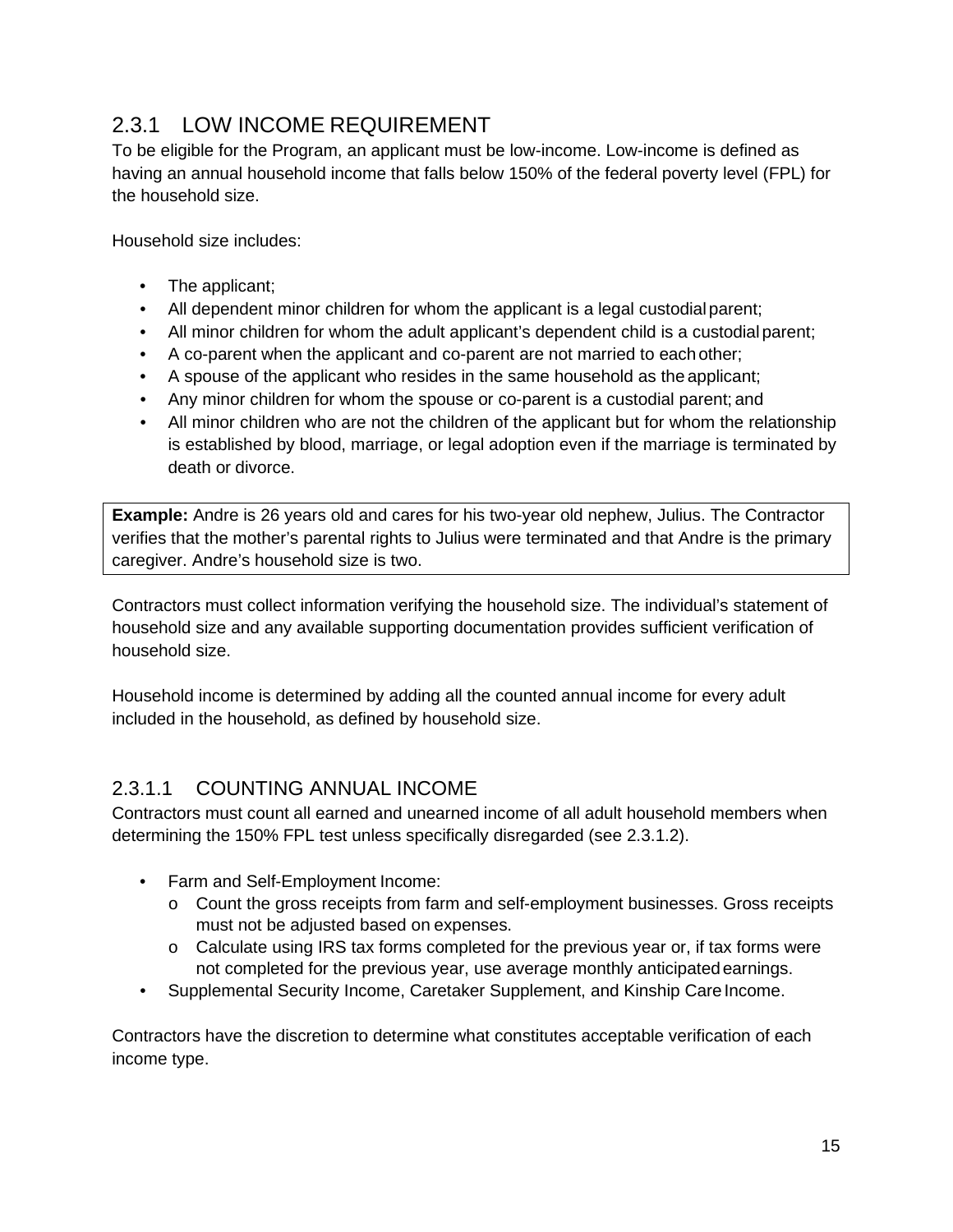## 2.3.1 LOW INCOME REQUIREMENT

To be eligible for the Program, an applicant must be low-income. Low-income is defined as having an annual household income that falls below 150% of the federal poverty level (FPL) for the household size.

Household size includes:

- The applicant;
- All dependent minor children for whom the applicant is a legal custodial parent;
- All minor children for whom the adult applicant's dependent child is a custodial parent;
- A co-parent when the applicant and co-parent are not married to each other;
- A spouse of the applicant who resides in the same household as the applicant;
- Any minor children for whom the spouse or co-parent is a custodial parent; and
- All minor children who are not the children of the applicant but for whom the relationship is established by blood, marriage, or legal adoption even if the marriage is terminated by death or divorce.

> **Example:** Andre is 26 years old and cares for his two-year old nephew, Julius. The Contractor verifies that the mother's parental rights to Julius were terminated and that Andre is the primary caregiver. Andre's household size is two.

Contractors must collect information verifying the household size. The individual's statement of household size and any available supporting documentation provides sufficient verification of household size.

Household income is determined by adding all the counted annual income for every adult included in the household, as defined by household size.

### 2.3.1.1 COUNTING ANNUAL INCOME

Contractors must count all earned and unearned income of all adult household members when determining the 150% FPL test unless specifically disregarded (see 2.3.1.2).

- Farm and Self-Employment Income:
  - Count the gross receipts from farm and self-employment businesses. Gross receipts must not be adjusted based on expenses.
  - Calculate using IRS tax forms completed for the previous year or, if tax forms were not completed for the previous year, use average monthly anticipated earnings.
- Supplemental Security Income, Caretaker Supplement, and Kinship Care Income.

Contractors have the discretion to determine what constitutes acceptable verification of each income type.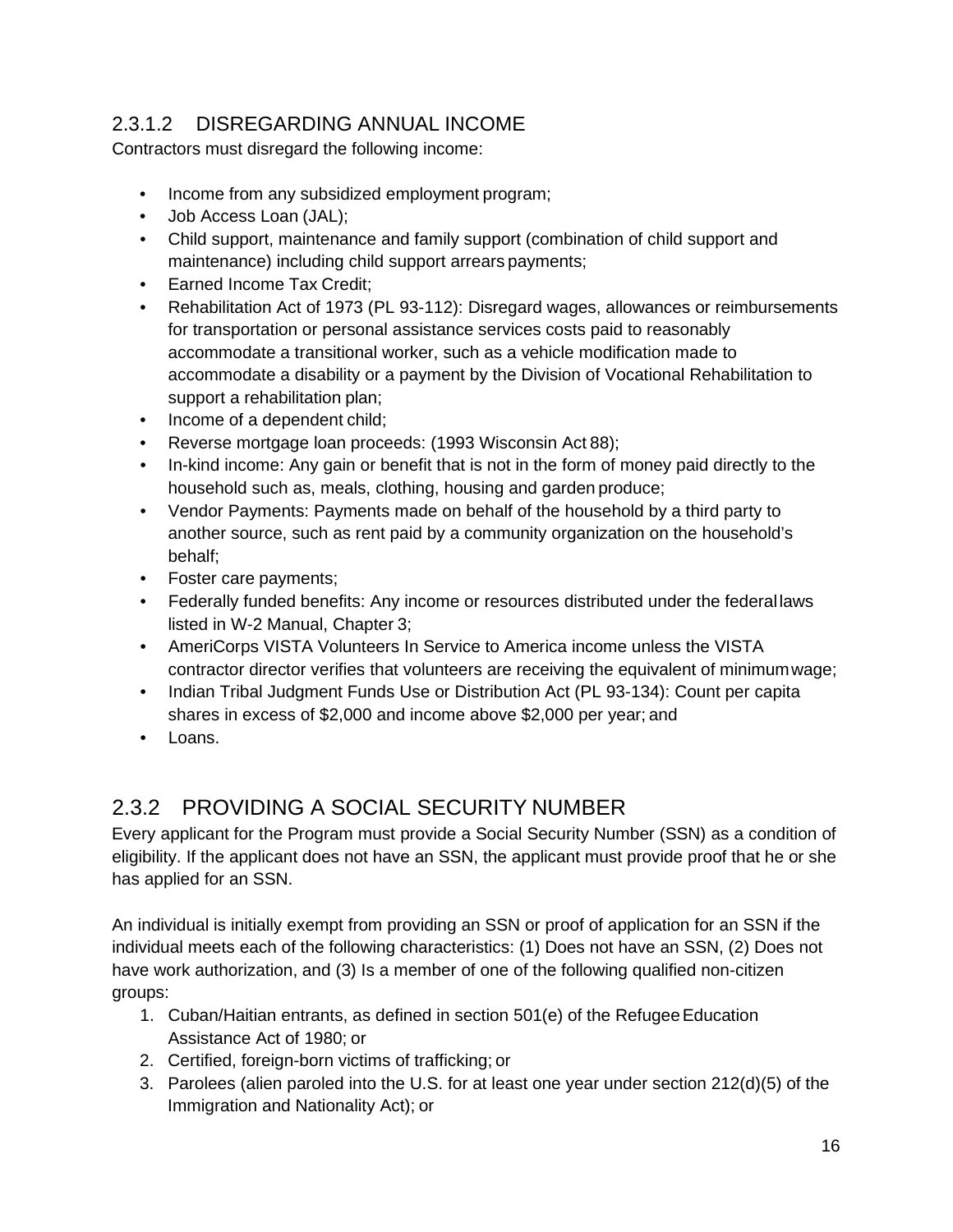### 2.3.1.2 DISREGARDING ANNUAL INCOME

Contractors must disregard the following income:

- Income from any subsidized employment program;
- Job Access Loan (JAL);
- Child support, maintenance and family support (combination of child support and maintenance) including child support arrears payments;
- Earned Income Tax Credit;
- Rehabilitation Act of 1973 (PL 93-112): Disregard wages, allowances or reimbursements for transportation or personal assistance services costs paid to reasonably accommodate a transitional worker, such as a vehicle modification made to accommodate a disability or a payment by the Division of Vocational Rehabilitation to support a rehabilitation plan;
- Income of a dependent child;
- Reverse mortgage loan proceeds: (1993 Wisconsin Act 88);
- In-kind income: Any gain or benefit that is not in the form of money paid directly to the household such as, meals, clothing, housing and garden produce;
- Vendor Payments: Payments made on behalf of the household by a third party to another source, such as rent paid by a community organization on the household's behalf;
- Foster care payments;
- Federally funded benefits: Any income or resources distributed under the federal laws listed in W-2 Manual, Chapter 3;
- AmeriCorps VISTA Volunteers In Service to America income unless the VISTA contractor director verifies that volunteers are receiving the equivalent of minimum wage;
- Indian Tribal Judgment Funds Use or Distribution Act (PL 93-134): Count per capita shares in excess of $2,000 and income above $2,000 per year; and
- Loans.

## 2.3.2 PROVIDING A SOCIAL SECURITY NUMBER

Every applicant for the Program must provide a Social Security Number (SSN) as a condition of eligibility. If the applicant does not have an SSN, the applicant must provide proof that he or she has applied for an SSN.

An individual is initially exempt from providing an SSN or proof of application for an SSN if the individual meets each of the following characteristics: (1) Does not have an SSN, (2) Does not have work authorization, and (3) Is a member of one of the following qualified non-citizen groups:

1. Cuban/Haitian entrants, as defined in section 501(e) of the Refugee Education Assistance Act of 1980; or
2. Certified, foreign-born victims of trafficking; or
3. Parolees (alien paroled into the U.S. for at least one year under section 212(d)(5) of the Immigration and Nationality Act); or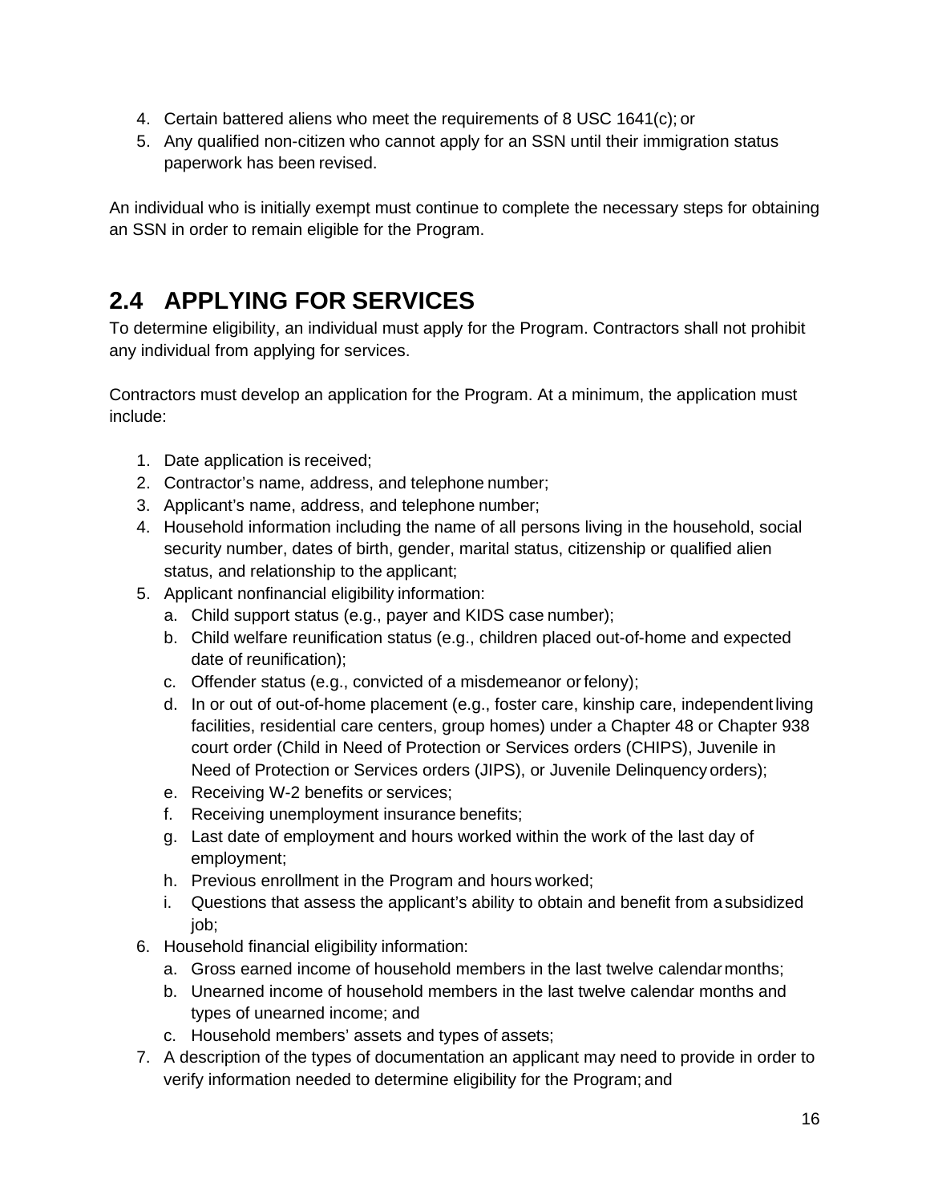4. Certain battered aliens who meet the requirements of 8 USC 1641(c); or
5. Any qualified non-citizen who cannot apply for an SSN until their immigration status paperwork has been revised.

An individual who is initially exempt must continue to complete the necessary steps for obtaining an SSN in order to remain eligible for the Program.

## 2.4 APPLYING FOR SERVICES

To determine eligibility, an individual must apply for the Program. Contractors shall not prohibit any individual from applying for services.

Contractors must develop an application for the Program. At a minimum, the application must include:

1. Date application is received;
2. Contractor's name, address, and telephone number;
3. Applicant's name, address, and telephone number;
4. Household information including the name of all persons living in the household, social security number, dates of birth, gender, marital status, citizenship or qualified alien status, and relationship to the applicant;
5. Applicant nonfinancial eligibility information:
   a. Child support status (e.g., payer and KIDS case number);
   b. Child welfare reunification status (e.g., children placed out-of-home and expected date of reunification);
   c. Offender status (e.g., convicted of a misdemeanor or felony);
   d. In or out of out-of-home placement (e.g., foster care, kinship care, independent living facilities, residential care centers, group homes) under a Chapter 48 or Chapter 938 court order (Child in Need of Protection or Services orders (CHIPS), Juvenile in Need of Protection or Services orders (JIPS), or Juvenile Delinquency orders);
   e. Receiving W-2 benefits or services;
   f. Receiving unemployment insurance benefits;
   g. Last date of employment and hours worked within the work of the last day of employment;
   h. Previous enrollment in the Program and hours worked;
   i. Questions that assess the applicant's ability to obtain and benefit from a subsidized job;
6. Household financial eligibility information:
   a. Gross earned income of household members in the last twelve calendar months;
   b. Unearned income of household members in the last twelve calendar months and types of unearned income; and
   c. Household members' assets and types of assets;
7. A description of the types of documentation an applicant may need to provide in order to verify information needed to determine eligibility for the Program; and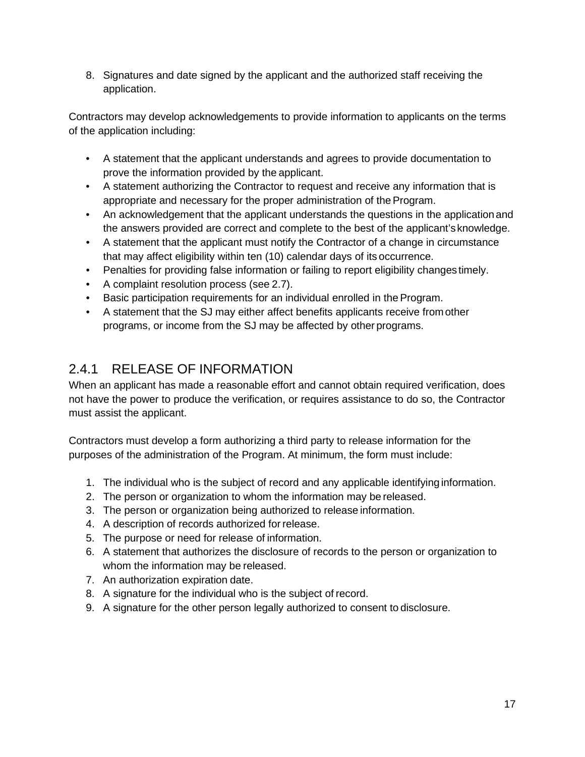8. Signatures and date signed by the applicant and the authorized staff receiving the application.

Contractors may develop acknowledgements to provide information to applicants on the terms of the application including:

- A statement that the applicant understands and agrees to provide documentation to prove the information provided by the applicant.
- A statement authorizing the Contractor to request and receive any information that is appropriate and necessary for the proper administration of the Program.
- An acknowledgement that the applicant understands the questions in the application and the answers provided are correct and complete to the best of the applicant's knowledge.
- A statement that the applicant must notify the Contractor of a change in circumstance that may affect eligibility within ten (10) calendar days of its occurrence.
- Penalties for providing false information or failing to report eligibility changes timely.
- A complaint resolution process (see 2.7).
- Basic participation requirements for an individual enrolled in the Program.
- A statement that the SJ may either affect benefits applicants receive from other programs, or income from the SJ may be affected by other programs.

## 2.4.1 RELEASE OF INFORMATION

When an applicant has made a reasonable effort and cannot obtain required verification, does not have the power to produce the verification, or requires assistance to do so, the Contractor must assist the applicant.

Contractors must develop a form authorizing a third party to release information for the purposes of the administration of the Program. At minimum, the form must include:

1. The individual who is the subject of record and any applicable identifying information.
2. The person or organization to whom the information may be released.
3. The person or organization being authorized to release information.
4. A description of records authorized for release.
5. The purpose or need for release of information.
6. A statement that authorizes the disclosure of records to the person or organization to whom the information may be released.
7. An authorization expiration date.
8. A signature for the individual who is the subject of record.
9. A signature for the other person legally authorized to consent to disclosure.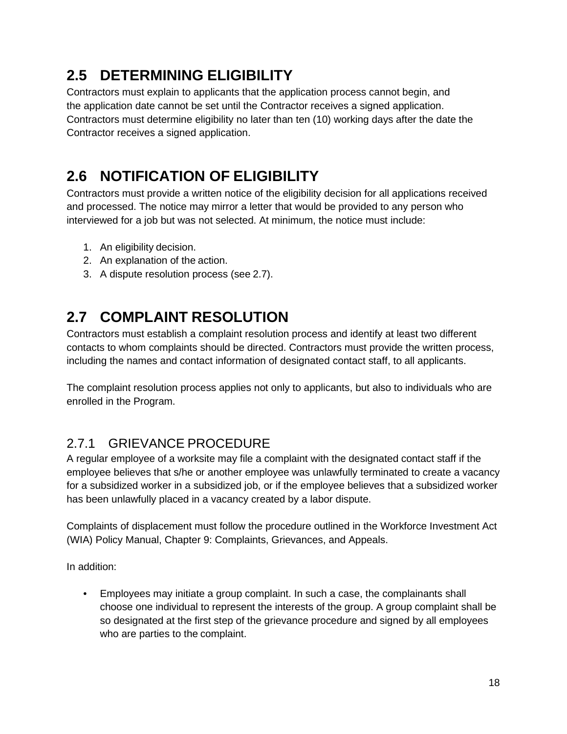## 2.5 DETERMINING ELIGIBILITY

Contractors must explain to applicants that the application process cannot begin, and the application date cannot be set until the Contractor receives a signed application. Contractors must determine eligibility no later than ten (10) working days after the date the Contractor receives a signed application.

## 2.6 NOTIFICATION OF ELIGIBILITY

Contractors must provide a written notice of the eligibility decision for all applications received and processed. The notice may mirror a letter that would be provided to any person who interviewed for a job but was not selected. At minimum, the notice must include:

1. An eligibility decision.
2. An explanation of the action.
3. A dispute resolution process (see 2.7).

## 2.7 COMPLAINT RESOLUTION

Contractors must establish a complaint resolution process and identify at least two different contacts to whom complaints should be directed. Contractors must provide the written process, including the names and contact information of designated contact staff, to all applicants.

The complaint resolution process applies not only to applicants, but also to individuals who are enrolled in the Program.

### 2.7.1 GRIEVANCE PROCEDURE

A regular employee of a worksite may file a complaint with the designated contact staff if the employee believes that s/he or another employee was unlawfully terminated to create a vacancy for a subsidized worker in a subsidized job, or if the employee believes that a subsidized worker has been unlawfully placed in a vacancy created by a labor dispute.

Complaints of displacement must follow the procedure outlined in the Workforce Investment Act (WIA) Policy Manual, Chapter 9: Complaints, Grievances, and Appeals.

In addition:

- Employees may initiate a group complaint. In such a case, the complainants shall choose one individual to represent the interests of the group. A group complaint shall be so designated at the first step of the grievance procedure and signed by all employees who are parties to the complaint.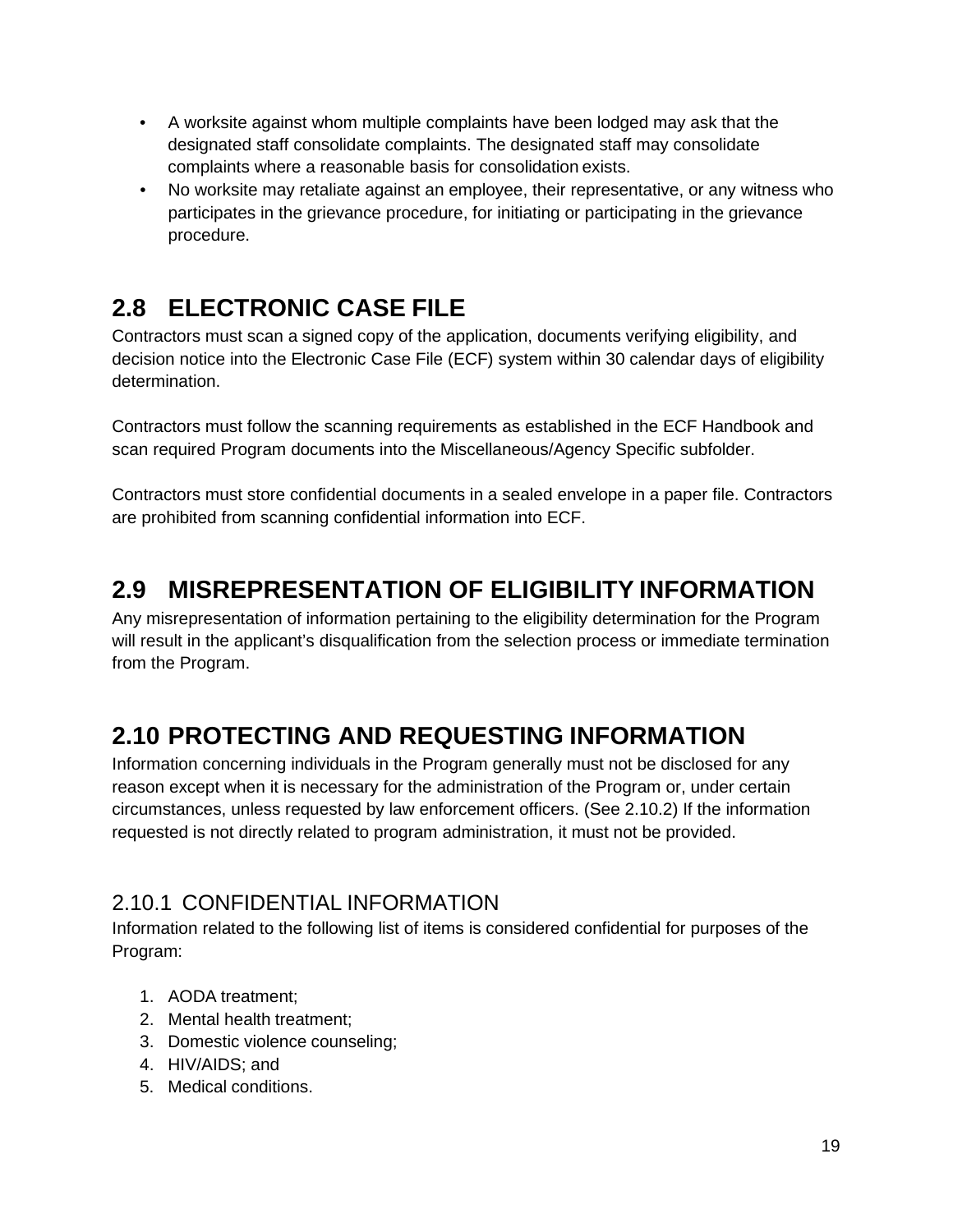- A worksite against whom multiple complaints have been lodged may ask that the designated staff consolidate complaints. The designated staff may consolidate complaints where a reasonable basis for consolidation exists.
- No worksite may retaliate against an employee, their representative, or any witness who participates in the grievance procedure, for initiating or participating in the grievance procedure.

## 2.8 ELECTRONIC CASE FILE

Contractors must scan a signed copy of the application, documents verifying eligibility, and decision notice into the Electronic Case File (ECF) system within 30 calendar days of eligibility determination.

Contractors must follow the scanning requirements as established in the ECF Handbook and scan required Program documents into the Miscellaneous/Agency Specific subfolder.

Contractors must store confidential documents in a sealed envelope in a paper file. Contractors are prohibited from scanning confidential information into ECF.

## 2.9 MISREPRESENTATION OF ELIGIBILITY INFORMATION

Any misrepresentation of information pertaining to the eligibility determination for the Program will result in the applicant's disqualification from the selection process or immediate termination from the Program.

## 2.10 PROTECTING AND REQUESTING INFORMATION

Information concerning individuals in the Program generally must not be disclosed for any reason except when it is necessary for the administration of the Program or, under certain circumstances, unless requested by law enforcement officers. (See 2.10.2) If the information requested is not directly related to program administration, it must not be provided.

### 2.10.1 CONFIDENTIAL INFORMATION

Information related to the following list of items is considered confidential for purposes of the Program:

1. AODA treatment;
2. Mental health treatment;
3. Domestic violence counseling;
4. HIV/AIDS; and
5. Medical conditions.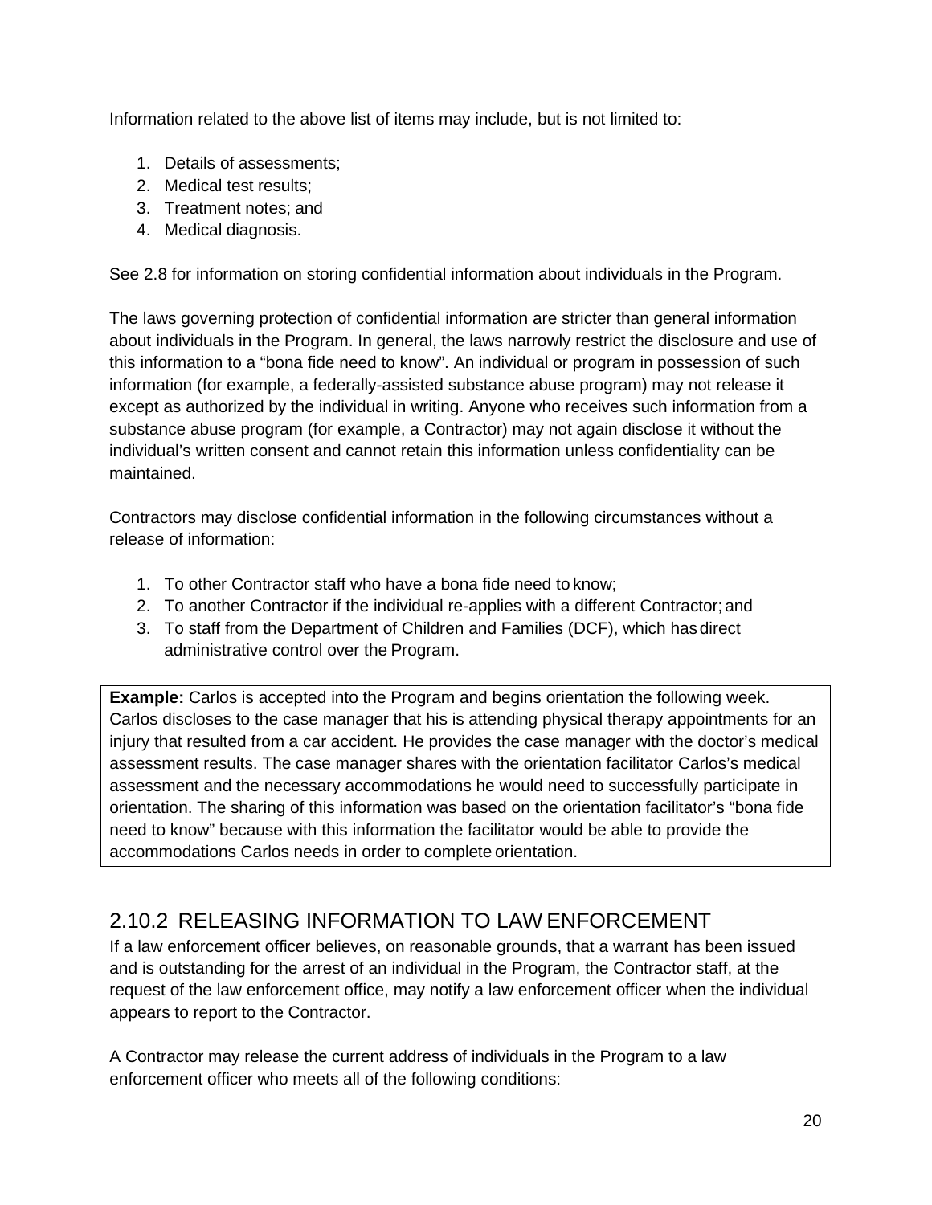Information related to the above list of items may include, but is not limited to:

1. Details of assessments;
2. Medical test results;
3. Treatment notes; and
4. Medical diagnosis.

See 2.8 for information on storing confidential information about individuals in the Program.

The laws governing protection of confidential information are stricter than general information about individuals in the Program. In general, the laws narrowly restrict the disclosure and use of this information to a "bona fide need to know". An individual or program in possession of such information (for example, a federally-assisted substance abuse program) may not release it except as authorized by the individual in writing. Anyone who receives such information from a substance abuse program (for example, a Contractor) may not again disclose it without the individual's written consent and cannot retain this information unless confidentiality can be maintained.

Contractors may disclose confidential information in the following circumstances without a release of information:

1. To other Contractor staff who have a bona fide need to know;
2. To another Contractor if the individual re-applies with a different Contractor; and
3. To staff from the Department of Children and Families (DCF), which has direct administrative control over the Program.

**Example:** Carlos is accepted into the Program and begins orientation the following week. Carlos discloses to the case manager that his is attending physical therapy appointments for an injury that resulted from a car accident. He provides the case manager with the doctor's medical assessment results. The case manager shares with the orientation facilitator Carlos's medical assessment and the necessary accommodations he would need to successfully participate in orientation. The sharing of this information was based on the orientation facilitator's "bona fide need to know" because with this information the facilitator would be able to provide the accommodations Carlos needs in order to complete orientation.

## 2.10.2 RELEASING INFORMATION TO LAW ENFORCEMENT

If a law enforcement officer believes, on reasonable grounds, that a warrant has been issued and is outstanding for the arrest of an individual in the Program, the Contractor staff, at the request of the law enforcement office, may notify a law enforcement officer when the individual appears to report to the Contractor.

A Contractor may release the current address of individuals in the Program to a law enforcement officer who meets all of the following conditions: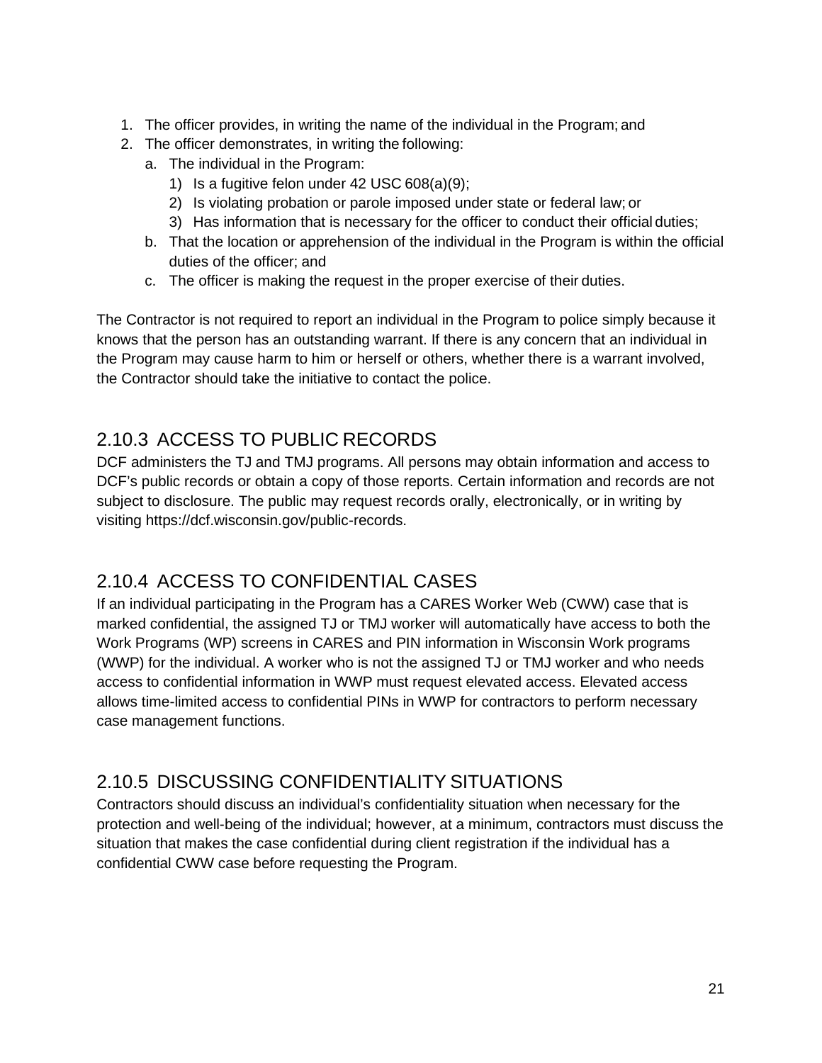1. The officer provides, in writing the name of the individual in the Program; and
2. The officer demonstrates, in writing the following:
   a. The individual in the Program:
      1) Is a fugitive felon under 42 USC 608(a)(9);
      2) Is violating probation or parole imposed under state or federal law; or
      3) Has information that is necessary for the officer to conduct their official duties;
   b. That the location or apprehension of the individual in the Program is within the official duties of the officer; and
   c. The officer is making the request in the proper exercise of their duties.

The Contractor is not required to report an individual in the Program to police simply because it knows that the person has an outstanding warrant. If there is any concern that an individual in the Program may cause harm to him or herself or others, whether there is a warrant involved, the Contractor should take the initiative to contact the police.

## 2.10.3 ACCESS TO PUBLIC RECORDS

DCF administers the TJ and TMJ programs. All persons may obtain information and access to DCF's public records or obtain a copy of those reports. Certain information and records are not subject to disclosure. The public may request records orally, electronically, or in writing by visiting https://dcf.wisconsin.gov/public-records.

## 2.10.4 ACCESS TO CONFIDENTIAL CASES

If an individual participating in the Program has a CARES Worker Web (CWW) case that is marked confidential, the assigned TJ or TMJ worker will automatically have access to both the Work Programs (WP) screens in CARES and PIN information in Wisconsin Work programs (WWP) for the individual. A worker who is not the assigned TJ or TMJ worker and who needs access to confidential information in WWP must request elevated access. Elevated access allows time-limited access to confidential PINs in WWP for contractors to perform necessary case management functions.

## 2.10.5 DISCUSSING CONFIDENTIALITY SITUATIONS

Contractors should discuss an individual's confidentiality situation when necessary for the protection and well-being of the individual; however, at a minimum, contractors must discuss the situation that makes the case confidential during client registration if the individual has a confidential CWW case before requesting the Program.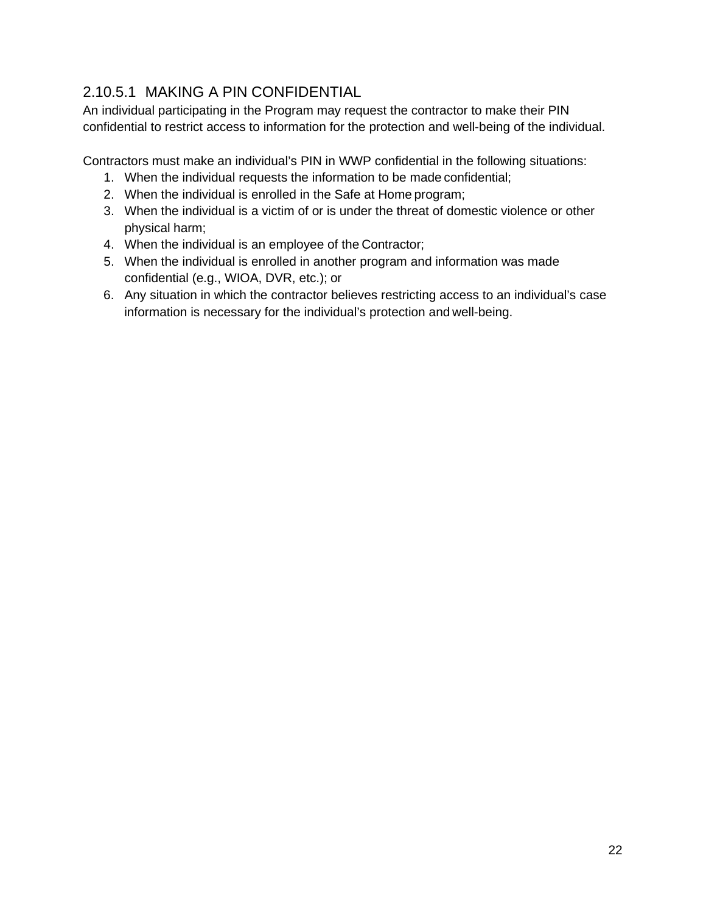#### 2.10.5.1 MAKING A PIN CONFIDENTIAL

An individual participating in the Program may request the contractor to make their PIN confidential to restrict access to information for the protection and well-being of the individual.

Contractors must make an individual's PIN in WWP confidential in the following situations:

1. When the individual requests the information to be made confidential;
2. When the individual is enrolled in the Safe at Home program;
3. When the individual is a victim of or is under the threat of domestic violence or other physical harm;
4. When the individual is an employee of the Contractor;
5. When the individual is enrolled in another program and information was made confidential (e.g., WIOA, DVR, etc.); or
6. Any situation in which the contractor believes restricting access to an individual's case information is necessary for the individual's protection and well-being.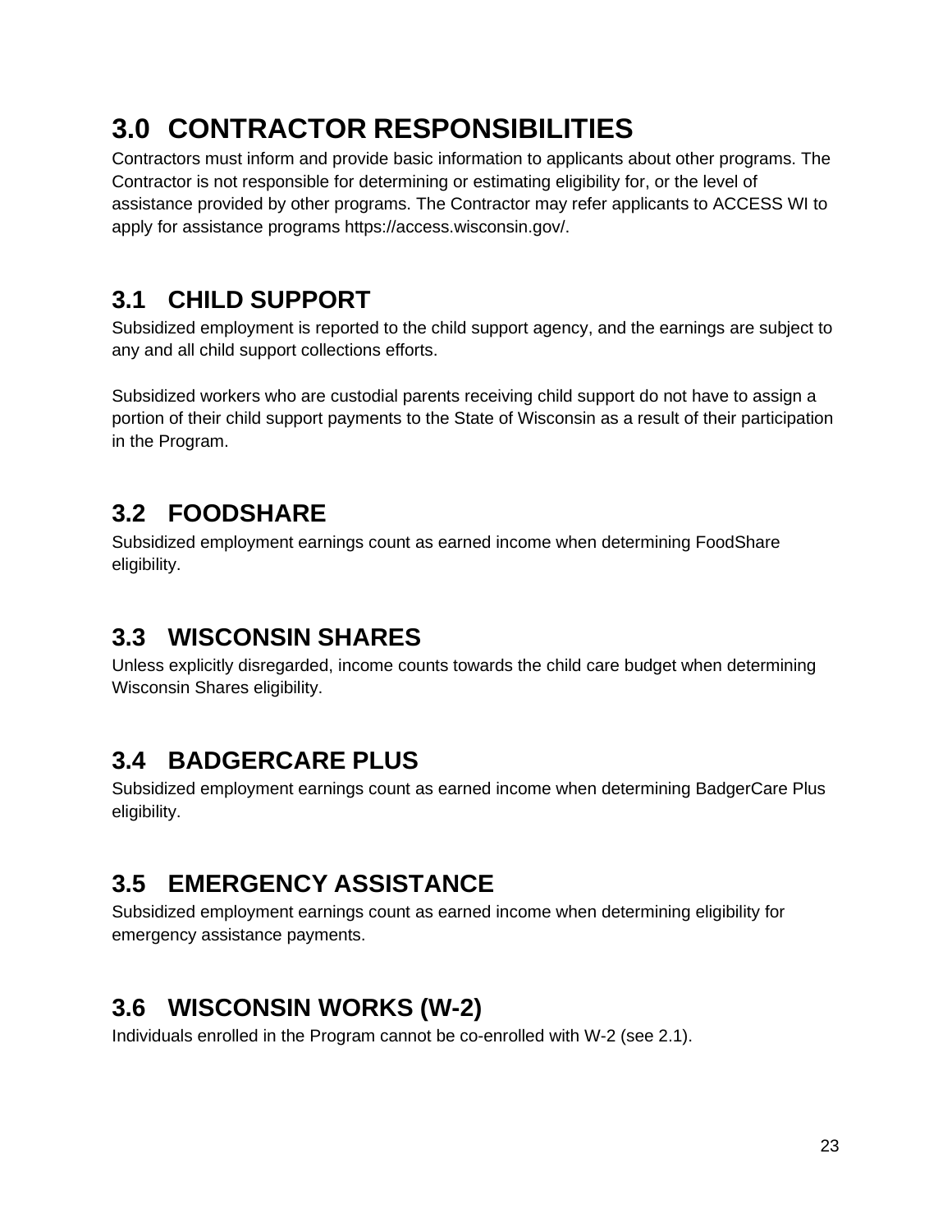# 3.0 CONTRACTOR RESPONSIBILITIES

Contractors must inform and provide basic information to applicants about other programs. The Contractor is not responsible for determining or estimating eligibility for, or the level of assistance provided by other programs. The Contractor may refer applicants to ACCESS WI to apply for assistance programs https://access.wisconsin.gov/.

## 3.1 CHILD SUPPORT

Subsidized employment is reported to the child support agency, and the earnings are subject to any and all child support collections efforts.

Subsidized workers who are custodial parents receiving child support do not have to assign a portion of their child support payments to the State of Wisconsin as a result of their participation in the Program.

## 3.2 FOODSHARE

Subsidized employment earnings count as earned income when determining FoodShare eligibility.

## 3.3 WISCONSIN SHARES

Unless explicitly disregarded, income counts towards the child care budget when determining Wisconsin Shares eligibility.

## 3.4 BADGERCARE PLUS

Subsidized employment earnings count as earned income when determining BadgerCare Plus eligibility.

## 3.5 EMERGENCY ASSISTANCE

Subsidized employment earnings count as earned income when determining eligibility for emergency assistance payments.

## 3.6 WISCONSIN WORKS (W-2)

Individuals enrolled in the Program cannot be co-enrolled with W-2 (see 2.1).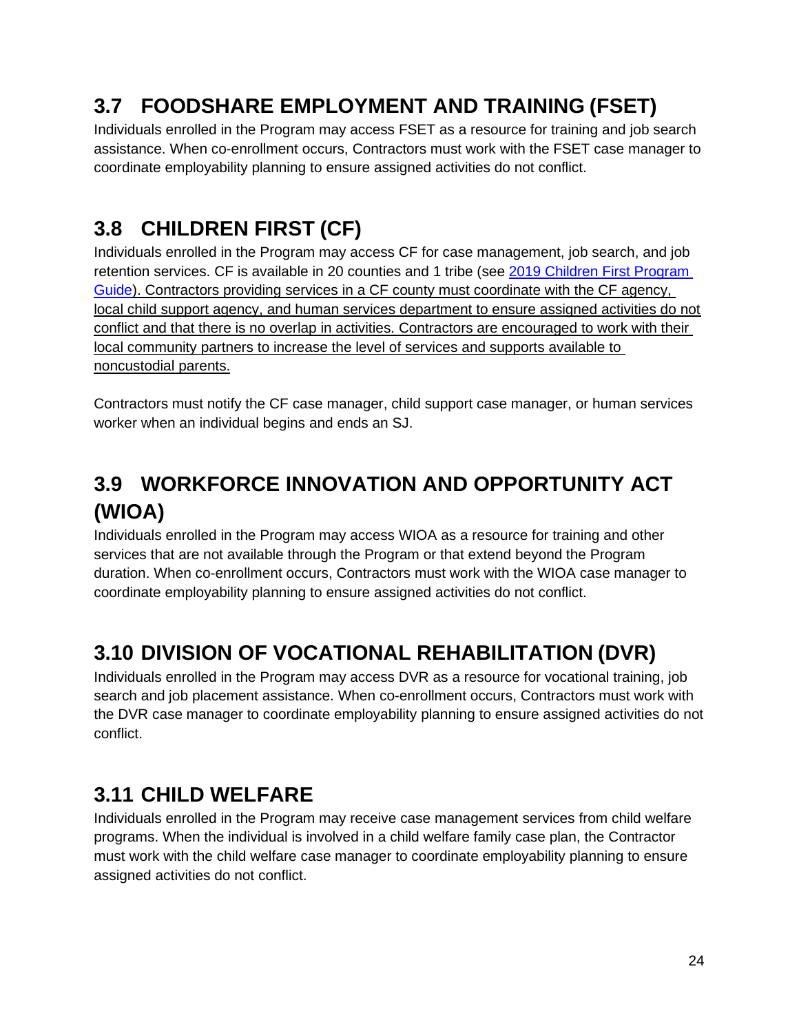## 3.7 FOODSHARE EMPLOYMENT AND TRAINING (FSET)

Individuals enrolled in the Program may access FSET as a resource for training and job search assistance. When co-enrollment occurs, Contractors must work with the FSET case manager to coordinate employability planning to ensure assigned activities do not conflict.

## 3.8 CHILDREN FIRST (CF)

Individuals enrolled in the Program may access CF for case management, job search, and job retention services. CF is available in 20 counties and 1 tribe (see [2019 Children First Program Guide](2019 Children First Program Guide)). Contractors providing services in a CF county must coordinate with the CF agency, local child support agency, and human services department to ensure assigned activities do not conflict and that there is no overlap in activities. Contractors are encouraged to work with their local community partners to increase the level of services and supports available to noncustodial parents.

Contractors must notify the CF case manager, child support case manager, or human services worker when an individual begins and ends an SJ.

## 3.9 WORKFORCE INNOVATION AND OPPORTUNITY ACT (WIOA)

Individuals enrolled in the Program may access WIOA as a resource for training and other services that are not available through the Program or that extend beyond the Program duration. When co-enrollment occurs, Contractors must work with the WIOA case manager to coordinate employability planning to ensure assigned activities do not conflict.

## 3.10 DIVISION OF VOCATIONAL REHABILITATION (DVR)

Individuals enrolled in the Program may access DVR as a resource for vocational training, job search and job placement assistance. When co-enrollment occurs, Contractors must work with the DVR case manager to coordinate employability planning to ensure assigned activities do not conflict.

## 3.11 CHILD WELFARE

Individuals enrolled in the Program may receive case management services from child welfare programs. When the individual is involved in a child welfare family case plan, the Contractor must work with the child welfare case manager to coordinate employability planning to ensure assigned activities do not conflict.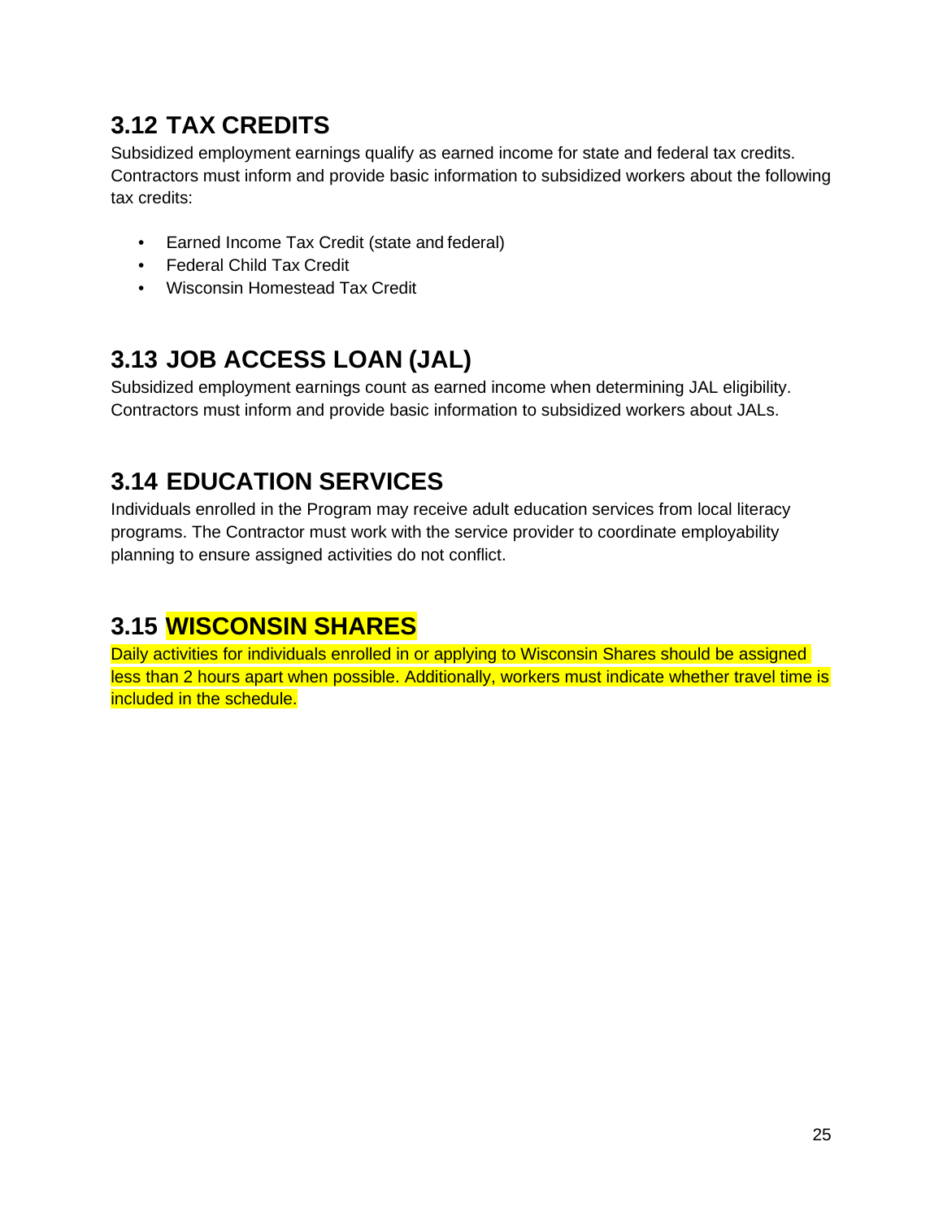## 3.12 TAX CREDITS

Subsidized employment earnings qualify as earned income for state and federal tax credits. Contractors must inform and provide basic information to subsidized workers about the following tax credits:

- Earned Income Tax Credit (state and federal)
- Federal Child Tax Credit
- Wisconsin Homestead Tax Credit

## 3.13 JOB ACCESS LOAN (JAL)

Subsidized employment earnings count as earned income when determining JAL eligibility. Contractors must inform and provide basic information to subsidized workers about JALs.

## 3.14 EDUCATION SERVICES

Individuals enrolled in the Program may receive adult education services from local literacy programs. The Contractor must work with the service provider to coordinate employability planning to ensure assigned activities do not conflict.

## 3.15 WISCONSIN SHARES

Daily activities for individuals enrolled in or applying to Wisconsin Shares should be assigned less than 2 hours apart when possible. Additionally, workers must indicate whether travel time is included in the schedule.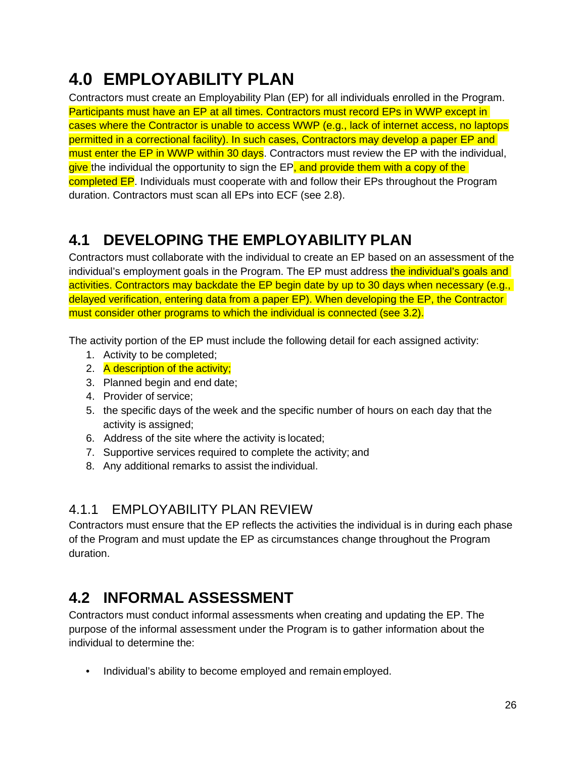# 4.0 EMPLOYABILITY PLAN

Contractors must create an Employability Plan (EP) for all individuals enrolled in the Program. Participants must have an EP at all times. Contractors must record EPs in WWP except in cases where the Contractor is unable to access WWP (e.g., lack of internet access, no laptops permitted in a correctional facility). In such cases, Contractors may develop a paper EP and must enter the EP in WWP within 30 days. Contractors must review the EP with the individual, give the individual the opportunity to sign the EP, and provide them with a copy of the completed EP. Individuals must cooperate with and follow their EPs throughout the Program duration. Contractors must scan all EPs into ECF (see 2.8).

## 4.1 DEVELOPING THE EMPLOYABILITY PLAN

Contractors must collaborate with the individual to create an EP based on an assessment of the individual's employment goals in the Program. The EP must address the individual's goals and activities. Contractors may backdate the EP begin date by up to 30 days when necessary (e.g., delayed verification, entering data from a paper EP). When developing the EP, the Contractor must consider other programs to which the individual is connected (see 3.2).

The activity portion of the EP must include the following detail for each assigned activity:

1. Activity to be completed;
2. A description of the activity;
3. Planned begin and end date;
4. Provider of service;
5. the specific days of the week and the specific number of hours on each day that the activity is assigned;
6. Address of the site where the activity is located;
7. Supportive services required to complete the activity; and
8. Any additional remarks to assist the individual.

### 4.1.1 EMPLOYABILITY PLAN REVIEW

Contractors must ensure that the EP reflects the activities the individual is in during each phase of the Program and must update the EP as circumstances change throughout the Program duration.

## 4.2 INFORMAL ASSESSMENT

Contractors must conduct informal assessments when creating and updating the EP. The purpose of the informal assessment under the Program is to gather information about the individual to determine the:

- Individual's ability to become employed and remain employed.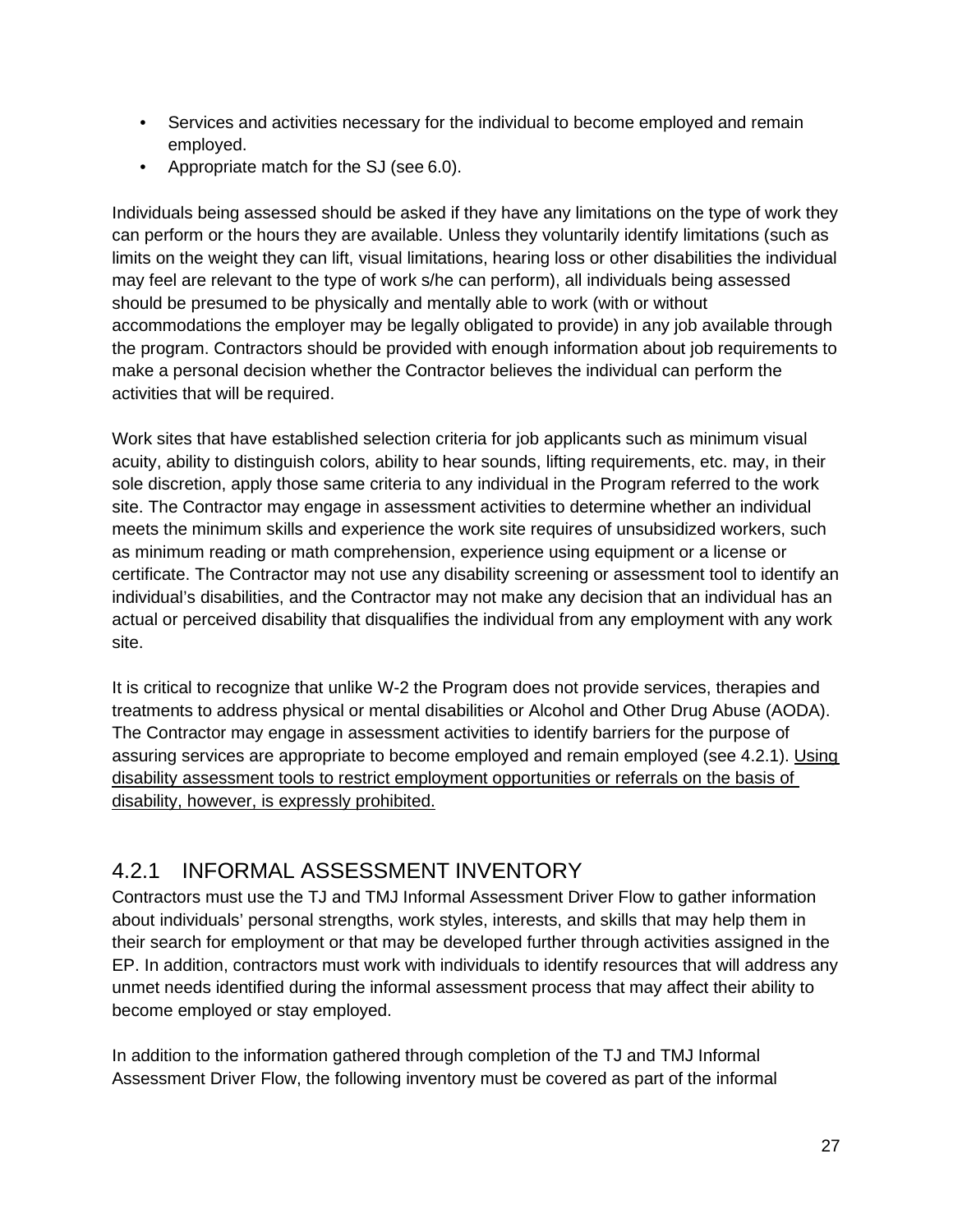- Services and activities necessary for the individual to become employed and remain employed.
- Appropriate match for the SJ (see 6.0).

Individuals being assessed should be asked if they have any limitations on the type of work they can perform or the hours they are available. Unless they voluntarily identify limitations (such as limits on the weight they can lift, visual limitations, hearing loss or other disabilities the individual may feel are relevant to the type of work s/he can perform), all individuals being assessed should be presumed to be physically and mentally able to work (with or without accommodations the employer may be legally obligated to provide) in any job available through the program. Contractors should be provided with enough information about job requirements to make a personal decision whether the Contractor believes the individual can perform the activities that will be required.

Work sites that have established selection criteria for job applicants such as minimum visual acuity, ability to distinguish colors, ability to hear sounds, lifting requirements, etc. may, in their sole discretion, apply those same criteria to any individual in the Program referred to the work site. The Contractor may engage in assessment activities to determine whether an individual meets the minimum skills and experience the work site requires of unsubsidized workers, such as minimum reading or math comprehension, experience using equipment or a license or certificate. The Contractor may not use any disability screening or assessment tool to identify an individual's disabilities, and the Contractor may not make any decision that an individual has an actual or perceived disability that disqualifies the individual from any employment with any work site.

It is critical to recognize that unlike W-2 the Program does not provide services, therapies and treatments to address physical or mental disabilities or Alcohol and Other Drug Abuse (AODA). The Contractor may engage in assessment activities to identify barriers for the purpose of assuring services are appropriate to become employed and remain employed (see 4.2.1). <u>Using disability assessment tools to restrict employment opportunities or referrals on the basis of disability, however, is expressly prohibited.</u>

## 4.2.1 INFORMAL ASSESSMENT INVENTORY

Contractors must use the TJ and TMJ Informal Assessment Driver Flow to gather information about individuals' personal strengths, work styles, interests, and skills that may help them in their search for employment or that may be developed further through activities assigned in the EP. In addition, contractors must work with individuals to identify resources that will address any unmet needs identified during the informal assessment process that may affect their ability to become employed or stay employed.

In addition to the information gathered through completion of the TJ and TMJ Informal Assessment Driver Flow, the following inventory must be covered as part of the informal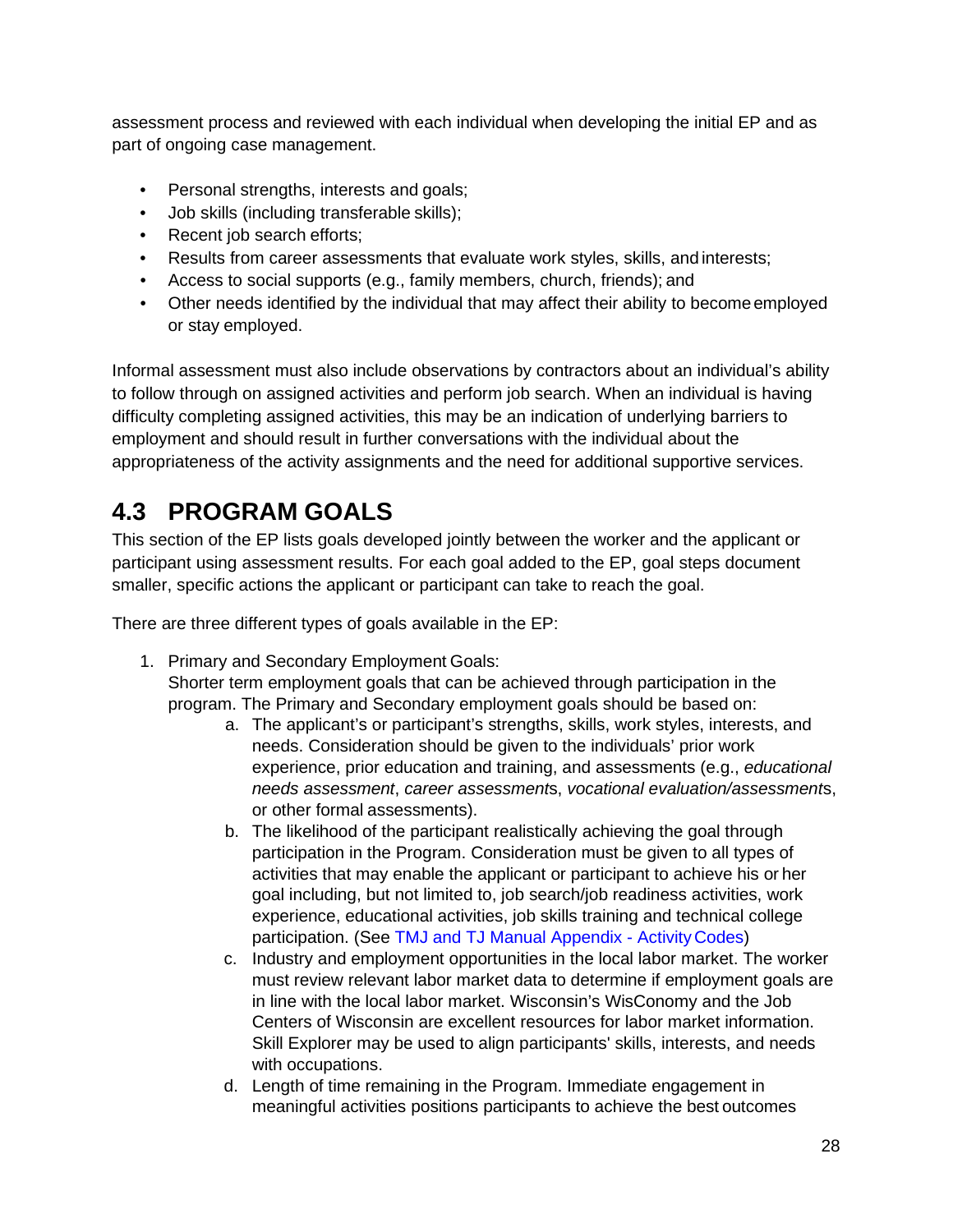assessment process and reviewed with each individual when developing the initial EP and as part of ongoing case management.

- Personal strengths, interests and goals;
- Job skills (including transferable skills);
- Recent job search efforts;
- Results from career assessments that evaluate work styles, skills, and interests;
- Access to social supports (e.g., family members, church, friends); and
- Other needs identified by the individual that may affect their ability to become employed or stay employed.

Informal assessment must also include observations by contractors about an individual's ability to follow through on assigned activities and perform job search. When an individual is having difficulty completing assigned activities, this may be an indication of underlying barriers to employment and should result in further conversations with the individual about the appropriateness of the activity assignments and the need for additional supportive services.

## 4.3 PROGRAM GOALS

This section of the EP lists goals developed jointly between the worker and the applicant or participant using assessment results. For each goal added to the EP, goal steps document smaller, specific actions the applicant or participant can take to reach the goal.

There are three different types of goals available in the EP:

1. Primary and Secondary Employment Goals:
   Shorter term employment goals that can be achieved through participation in the program. The Primary and Secondary employment goals should be based on:
    a. The applicant's or participant's strengths, skills, work styles, interests, and needs. Consideration should be given to the individuals' prior work experience, prior education and training, and assessments (e.g., *educational needs assessment*, *career assessment*s, *vocational evaluation/assessment*s, or other formal assessments).
    b. The likelihood of the participant realistically achieving the goal through participation in the Program. Consideration must be given to all types of activities that may enable the applicant or participant to achieve his or her goal including, but not limited to, job search/job readiness activities, work experience, educational activities, job skills training and technical college participation. (See TMJ and TJ Manual Appendix - Activity Codes)
    c. Industry and employment opportunities in the local labor market. The worker must review relevant labor market data to determine if employment goals are in line with the local labor market. Wisconsin's WisConomy and the Job Centers of Wisconsin are excellent resources for labor market information. Skill Explorer may be used to align participants' skills, interests, and needs with occupations.
    d. Length of time remaining in the Program. Immediate engagement in meaningful activities positions participants to achieve the best outcomes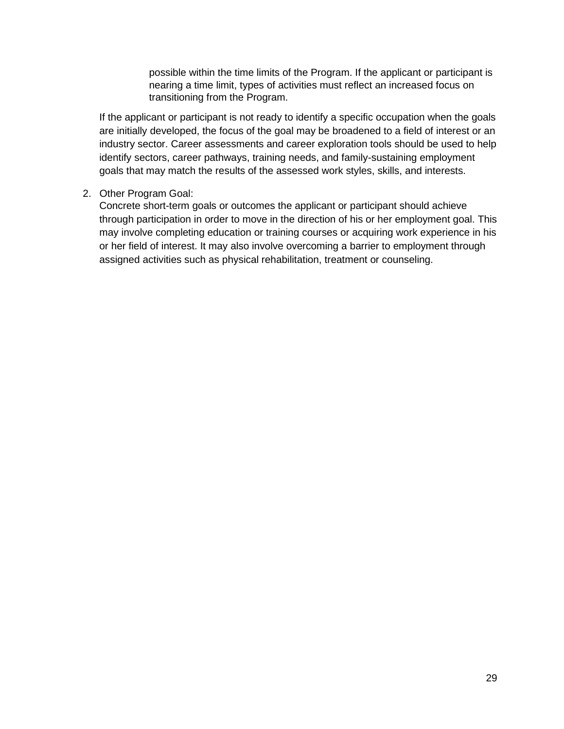possible within the time limits of the Program. If the applicant or participant is nearing a time limit, types of activities must reflect an increased focus on transitioning from the Program.

If the applicant or participant is not ready to identify a specific occupation when the goals are initially developed, the focus of the goal may be broadened to a field of interest or an industry sector. Career assessments and career exploration tools should be used to help identify sectors, career pathways, training needs, and family-sustaining employment goals that may match the results of the assessed work styles, skills, and interests.

2. Other Program Goal:
   Concrete short-term goals or outcomes the applicant or participant should achieve through participation in order to move in the direction of his or her employment goal. This may involve completing education or training courses or acquiring work experience in his or her field of interest. It may also involve overcoming a barrier to employment through assigned activities such as physical rehabilitation, treatment or counseling.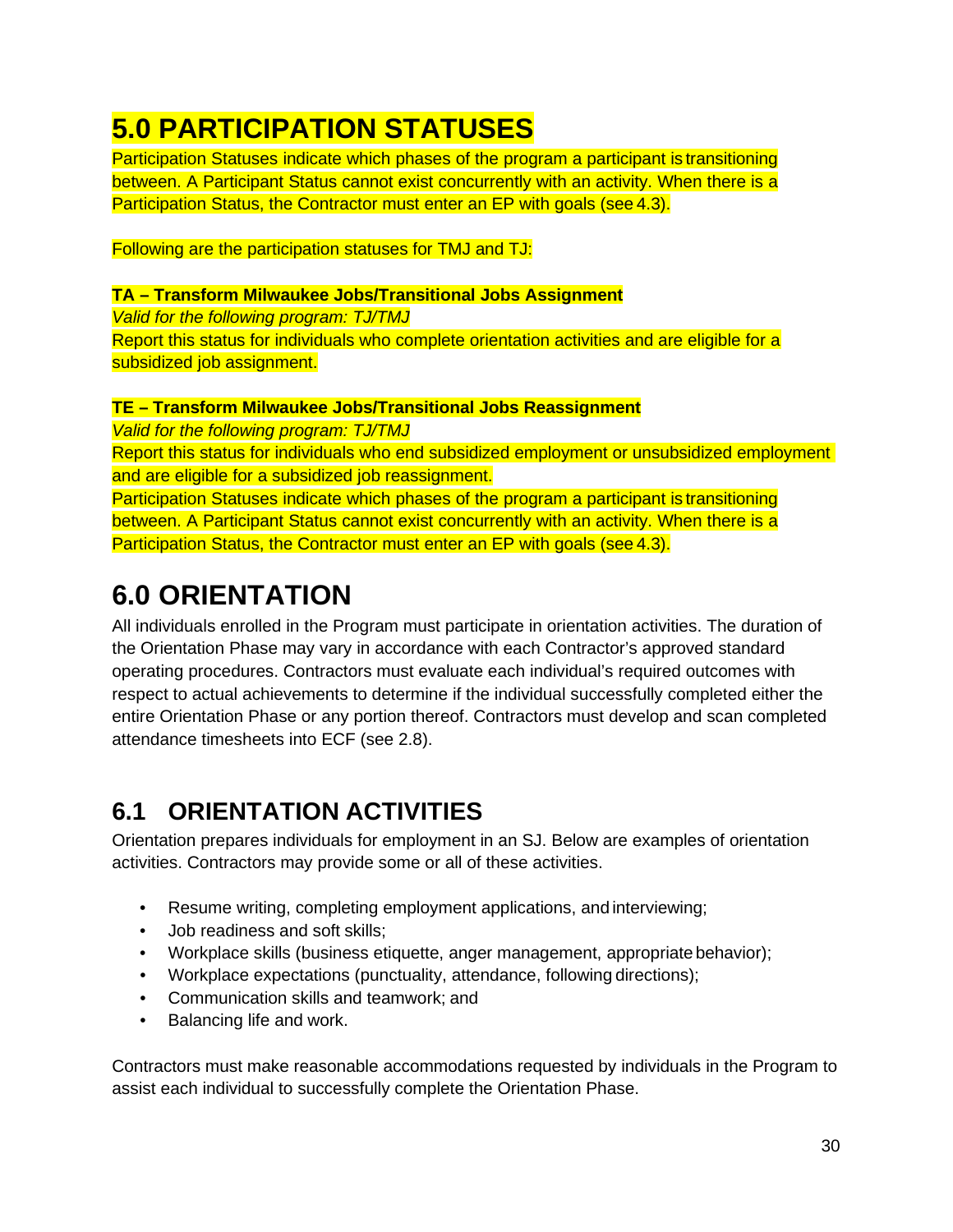# 5.0 PARTICIPATION STATUSES

Participation Statuses indicate which phases of the program a participant is transitioning between. A Participant Status cannot exist concurrently with an activity. When there is a Participation Status, the Contractor must enter an EP with goals (see 4.3).

Following are the participation statuses for TMJ and TJ:

**TA – Transform Milwaukee Jobs/Transitional Jobs Assignment**

*Valid for the following program: TJ/TMJ*

Report this status for individuals who complete orientation activities and are eligible for a subsidized job assignment.

**TE – Transform Milwaukee Jobs/Transitional Jobs Reassignment**

*Valid for the following program: TJ/TMJ*

Report this status for individuals who end subsidized employment or unsubsidized employment and are eligible for a subsidized job reassignment.

Participation Statuses indicate which phases of the program a participant is transitioning between. A Participant Status cannot exist concurrently with an activity. When there is a Participation Status, the Contractor must enter an EP with goals (see 4.3).

# 6.0 ORIENTATION

All individuals enrolled in the Program must participate in orientation activities. The duration of the Orientation Phase may vary in accordance with each Contractor's approved standard operating procedures. Contractors must evaluate each individual's required outcomes with respect to actual achievements to determine if the individual successfully completed either the entire Orientation Phase or any portion thereof. Contractors must develop and scan completed attendance timesheets into ECF (see 2.8).

## 6.1 ORIENTATION ACTIVITIES

Orientation prepares individuals for employment in an SJ. Below are examples of orientation activities. Contractors may provide some or all of these activities.

- Resume writing, completing employment applications, and interviewing;
- Job readiness and soft skills;
- Workplace skills (business etiquette, anger management, appropriate behavior);
- Workplace expectations (punctuality, attendance, following directions);
- Communication skills and teamwork; and
- Balancing life and work.

Contractors must make reasonable accommodations requested by individuals in the Program to assist each individual to successfully complete the Orientation Phase.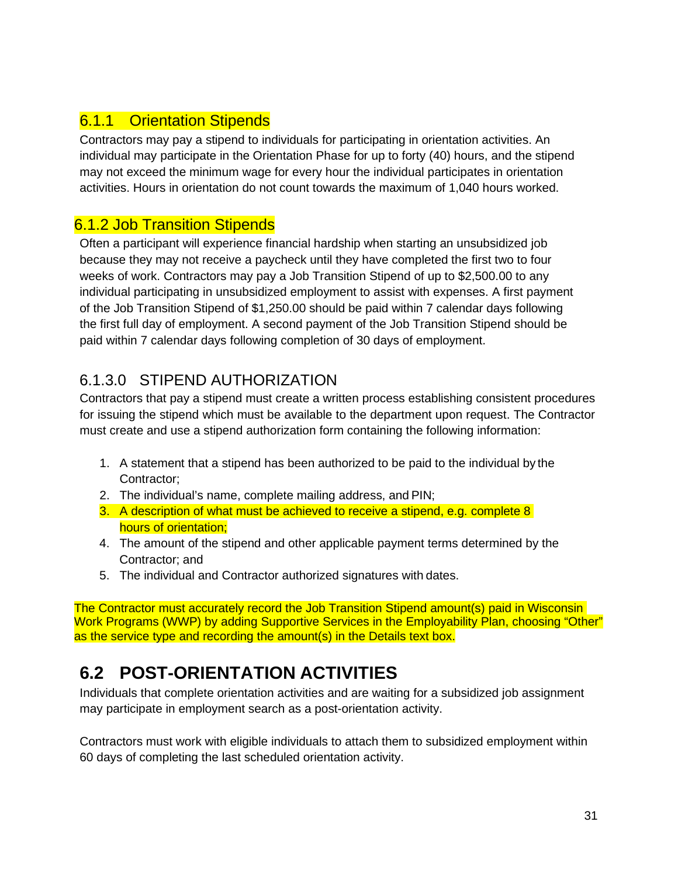### 6.1.1 Orientation Stipends

Contractors may pay a stipend to individuals for participating in orientation activities. An individual may participate in the Orientation Phase for up to forty (40) hours, and the stipend may not exceed the minimum wage for every hour the individual participates in orientation activities. Hours in orientation do not count towards the maximum of 1,040 hours worked.

### 6.1.2 Job Transition Stipends

Often a participant will experience financial hardship when starting an unsubsidized job because they may not receive a paycheck until they have completed the first two to four weeks of work. Contractors may pay a Job Transition Stipend of up to $2,500.00 to any individual participating in unsubsidized employment to assist with expenses. A first payment of the Job Transition Stipend of $1,250.00 should be paid within 7 calendar days following the first full day of employment. A second payment of the Job Transition Stipend should be paid within 7 calendar days following completion of 30 days of employment.

### 6.1.3.0 STIPEND AUTHORIZATION

Contractors that pay a stipend must create a written process establishing consistent procedures for issuing the stipend which must be available to the department upon request. The Contractor must create and use a stipend authorization form containing the following information:

1. A statement that a stipend has been authorized to be paid to the individual by the Contractor;
2. The individual's name, complete mailing address, and PIN;
3. A description of what must be achieved to receive a stipend, e.g. complete 8 hours of orientation;
4. The amount of the stipend and other applicable payment terms determined by the Contractor; and
5. The individual and Contractor authorized signatures with dates.

The Contractor must accurately record the Job Transition Stipend amount(s) paid in Wisconsin Work Programs (WWP) by adding Supportive Services in the Employability Plan, choosing "Other" as the service type and recording the amount(s) in the Details text box.

## 6.2 POST-ORIENTATION ACTIVITIES

Individuals that complete orientation activities and are waiting for a subsidized job assignment may participate in employment search as a post-orientation activity.

Contractors must work with eligible individuals to attach them to subsidized employment within 60 days of completing the last scheduled orientation activity.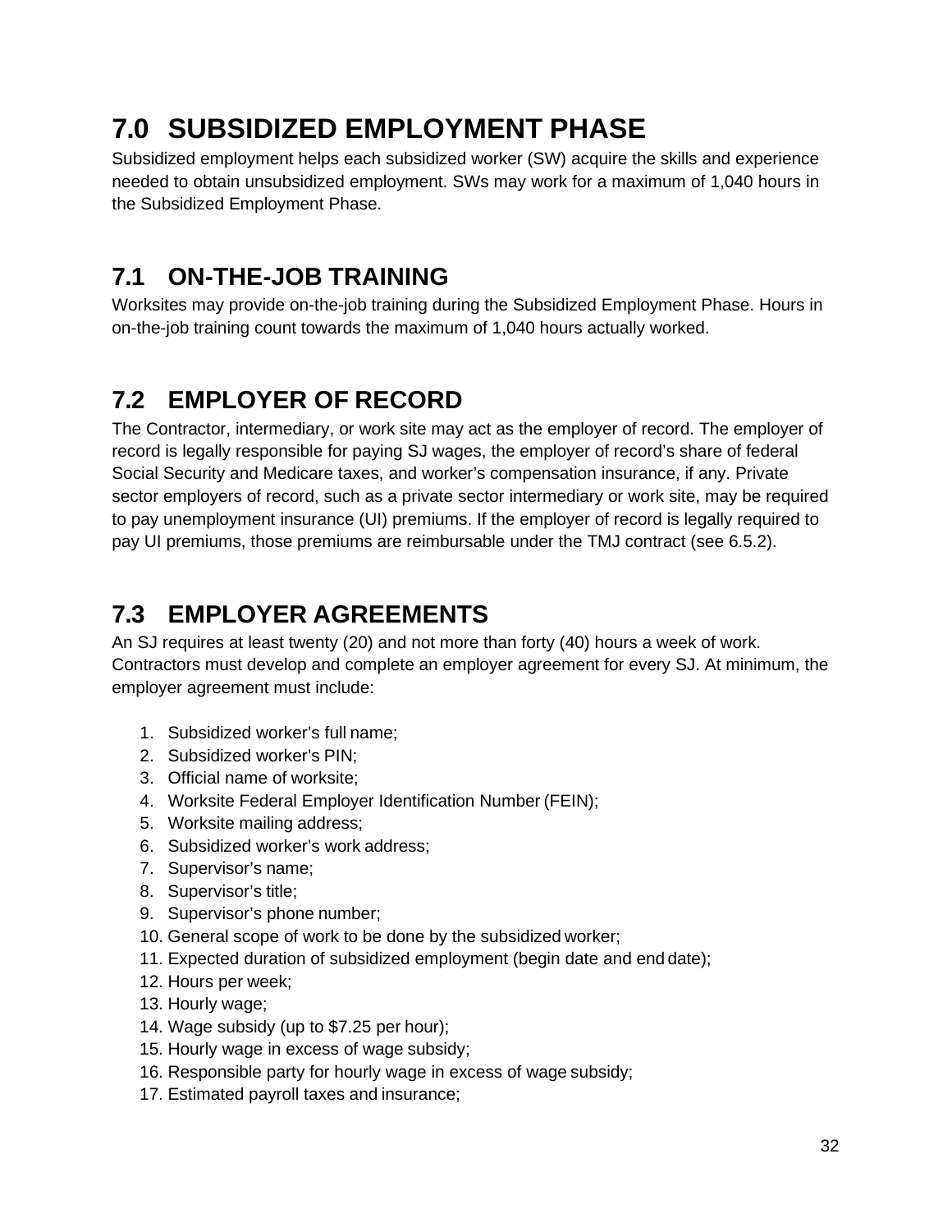# 7.0 SUBSIDIZED EMPLOYMENT PHASE

Subsidized employment helps each subsidized worker (SW) acquire the skills and experience needed to obtain unsubsidized employment. SWs may work for a maximum of 1,040 hours in the Subsidized Employment Phase.

## 7.1 ON-THE-JOB TRAINING

Worksites may provide on-the-job training during the Subsidized Employment Phase. Hours in on-the-job training count towards the maximum of 1,040 hours actually worked.

## 7.2 EMPLOYER OF RECORD

The Contractor, intermediary, or work site may act as the employer of record. The employer of record is legally responsible for paying SJ wages, the employer of record's share of federal Social Security and Medicare taxes, and worker's compensation insurance, if any. Private sector employers of record, such as a private sector intermediary or work site, may be required to pay unemployment insurance (UI) premiums. If the employer of record is legally required to pay UI premiums, those premiums are reimbursable under the TMJ contract (see 6.5.2).

## 7.3 EMPLOYER AGREEMENTS

An SJ requires at least twenty (20) and not more than forty (40) hours a week of work. Contractors must develop and complete an employer agreement for every SJ. At minimum, the employer agreement must include:

1. Subsidized worker's full name;
2. Subsidized worker's PIN;
3. Official name of worksite;
4. Worksite Federal Employer Identification Number (FEIN);
5. Worksite mailing address;
6. Subsidized worker's work address;
7. Supervisor's name;
8. Supervisor's title;
9. Supervisor's phone number;
10. General scope of work to be done by the subsidized worker;
11. Expected duration of subsidized employment (begin date and end date);
12. Hours per week;
13. Hourly wage;
14. Wage subsidy (up to $7.25 per hour);
15. Hourly wage in excess of wage subsidy;
16. Responsible party for hourly wage in excess of wage subsidy;
17. Estimated payroll taxes and insurance;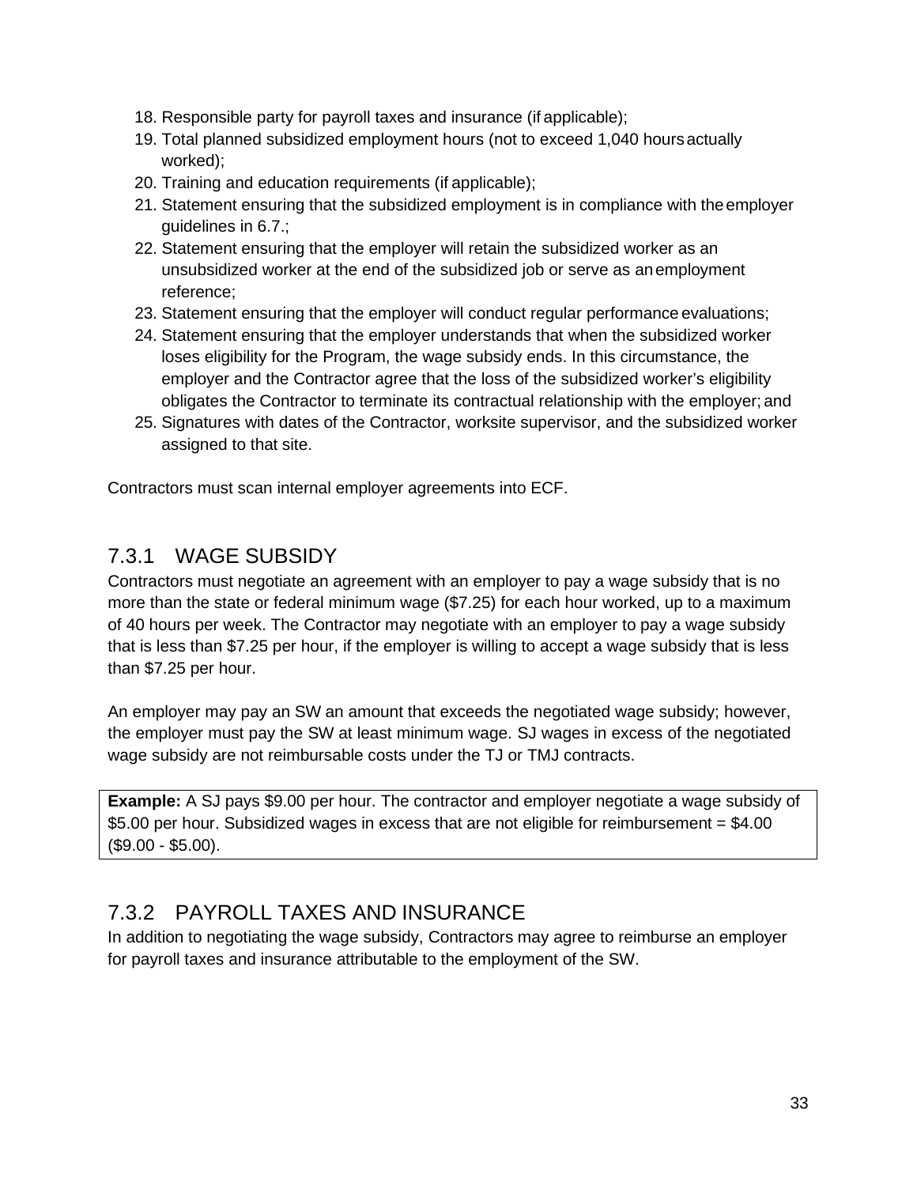18. Responsible party for payroll taxes and insurance (if applicable);
19. Total planned subsidized employment hours (not to exceed 1,040 hours actually worked);
20. Training and education requirements (if applicable);
21. Statement ensuring that the subsidized employment is in compliance with the employer guidelines in 6.7.;
22. Statement ensuring that the employer will retain the subsidized worker as an unsubsidized worker at the end of the subsidized job or serve as an employment reference;
23. Statement ensuring that the employer will conduct regular performance evaluations;
24. Statement ensuring that the employer understands that when the subsidized worker loses eligibility for the Program, the wage subsidy ends. In this circumstance, the employer and the Contractor agree that the loss of the subsidized worker's eligibility obligates the Contractor to terminate its contractual relationship with the employer; and
25. Signatures with dates of the Contractor, worksite supervisor, and the subsidized worker assigned to that site.

Contractors must scan internal employer agreements into ECF.

## 7.3.1 WAGE SUBSIDY

Contractors must negotiate an agreement with an employer to pay a wage subsidy that is no more than the state or federal minimum wage ($7.25) for each hour worked, up to a maximum of 40 hours per week. The Contractor may negotiate with an employer to pay a wage subsidy that is less than $7.25 per hour, if the employer is willing to accept a wage subsidy that is less than $7.25 per hour.

An employer may pay an SW an amount that exceeds the negotiated wage subsidy; however, the employer must pay the SW at least minimum wage. SJ wages in excess of the negotiated wage subsidy are not reimbursable costs under the TJ or TMJ contracts.

**Example:** A SJ pays $9.00 per hour. The contractor and employer negotiate a wage subsidy of $5.00 per hour. Subsidized wages in excess that are not eligible for reimbursement = $4.00 ($9.00 - $5.00).

## 7.3.2 PAYROLL TAXES AND INSURANCE

In addition to negotiating the wage subsidy, Contractors may agree to reimburse an employer for payroll taxes and insurance attributable to the employment of the SW.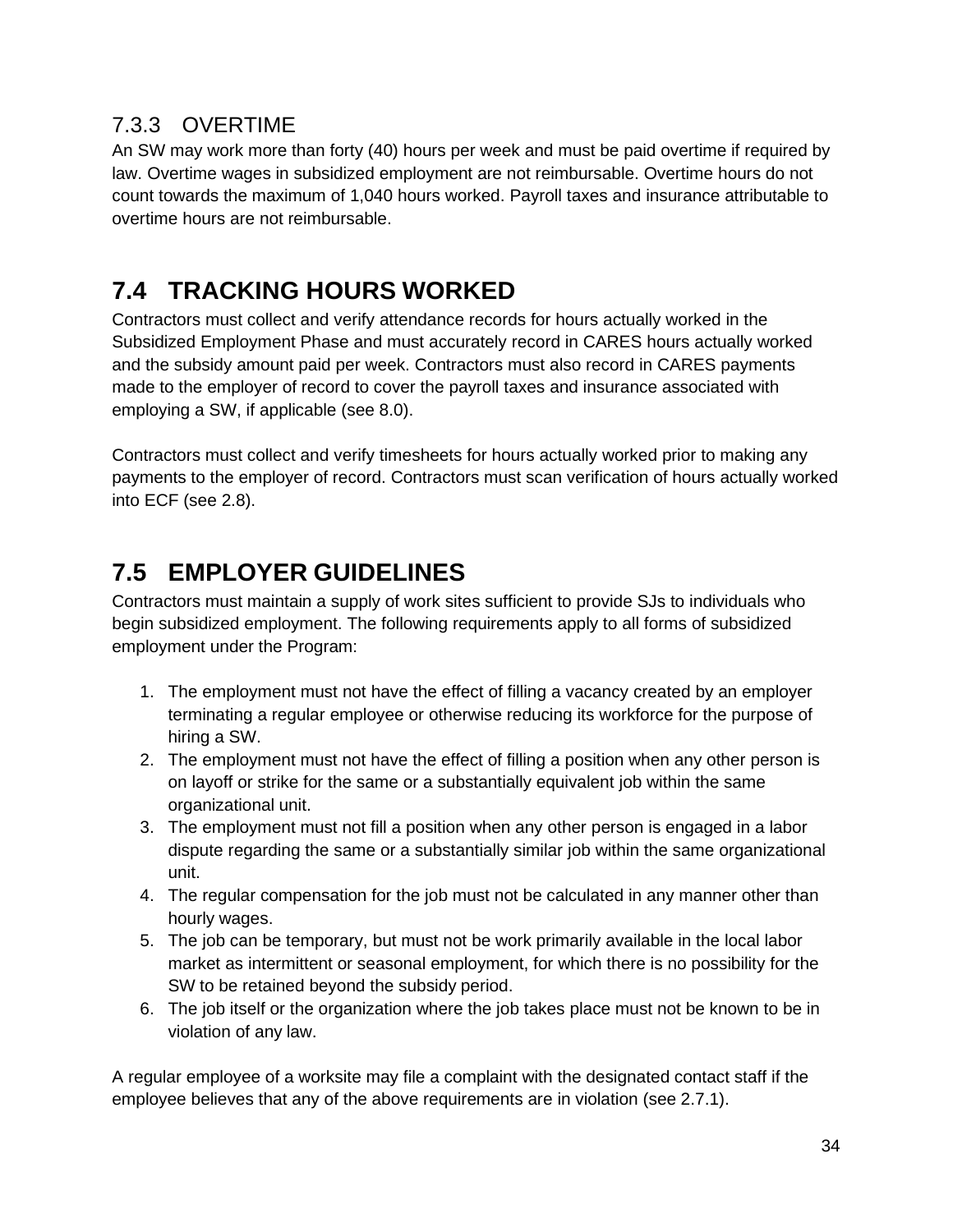### 7.3.3 OVERTIME

An SW may work more than forty (40) hours per week and must be paid overtime if required by law. Overtime wages in subsidized employment are not reimbursable. Overtime hours do not count towards the maximum of 1,040 hours worked. Payroll taxes and insurance attributable to overtime hours are not reimbursable.

## 7.4 TRACKING HOURS WORKED

Contractors must collect and verify attendance records for hours actually worked in the Subsidized Employment Phase and must accurately record in CARES hours actually worked and the subsidy amount paid per week. Contractors must also record in CARES payments made to the employer of record to cover the payroll taxes and insurance associated with employing a SW, if applicable (see 8.0).

Contractors must collect and verify timesheets for hours actually worked prior to making any payments to the employer of record. Contractors must scan verification of hours actually worked into ECF (see 2.8).

## 7.5 EMPLOYER GUIDELINES

Contractors must maintain a supply of work sites sufficient to provide SJs to individuals who begin subsidized employment. The following requirements apply to all forms of subsidized employment under the Program:

1. The employment must not have the effect of filling a vacancy created by an employer terminating a regular employee or otherwise reducing its workforce for the purpose of hiring a SW.
2. The employment must not have the effect of filling a position when any other person is on layoff or strike for the same or a substantially equivalent job within the same organizational unit.
3. The employment must not fill a position when any other person is engaged in a labor dispute regarding the same or a substantially similar job within the same organizational unit.
4. The regular compensation for the job must not be calculated in any manner other than hourly wages.
5. The job can be temporary, but must not be work primarily available in the local labor market as intermittent or seasonal employment, for which there is no possibility for the SW to be retained beyond the subsidy period.
6. The job itself or the organization where the job takes place must not be known to be in violation of any law.

A regular employee of a worksite may file a complaint with the designated contact staff if the employee believes that any of the above requirements are in violation (see 2.7.1).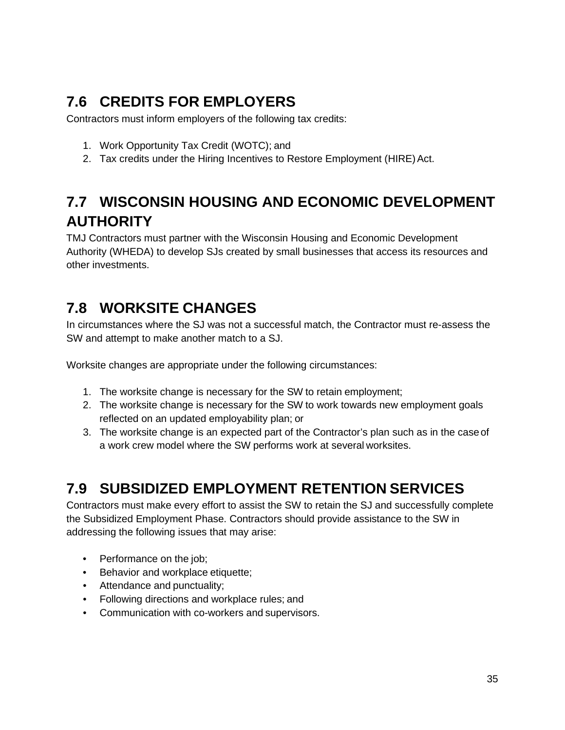## 7.6 CREDITS FOR EMPLOYERS

Contractors must inform employers of the following tax credits:

1. Work Opportunity Tax Credit (WOTC); and
2. Tax credits under the Hiring Incentives to Restore Employment (HIRE) Act.

## 7.7 WISCONSIN HOUSING AND ECONOMIC DEVELOPMENT AUTHORITY

TMJ Contractors must partner with the Wisconsin Housing and Economic Development Authority (WHEDA) to develop SJs created by small businesses that access its resources and other investments.

## 7.8 WORKSITE CHANGES

In circumstances where the SJ was not a successful match, the Contractor must re-assess the SW and attempt to make another match to a SJ.

Worksite changes are appropriate under the following circumstances:

1. The worksite change is necessary for the SW to retain employment;
2. The worksite change is necessary for the SW to work towards new employment goals reflected on an updated employability plan; or
3. The worksite change is an expected part of the Contractor's plan such as in the case of a work crew model where the SW performs work at several worksites.

## 7.9 SUBSIDIZED EMPLOYMENT RETENTION SERVICES

Contractors must make every effort to assist the SW to retain the SJ and successfully complete the Subsidized Employment Phase. Contractors should provide assistance to the SW in addressing the following issues that may arise:

- Performance on the job;
- Behavior and workplace etiquette;
- Attendance and punctuality;
- Following directions and workplace rules; and
- Communication with co-workers and supervisors.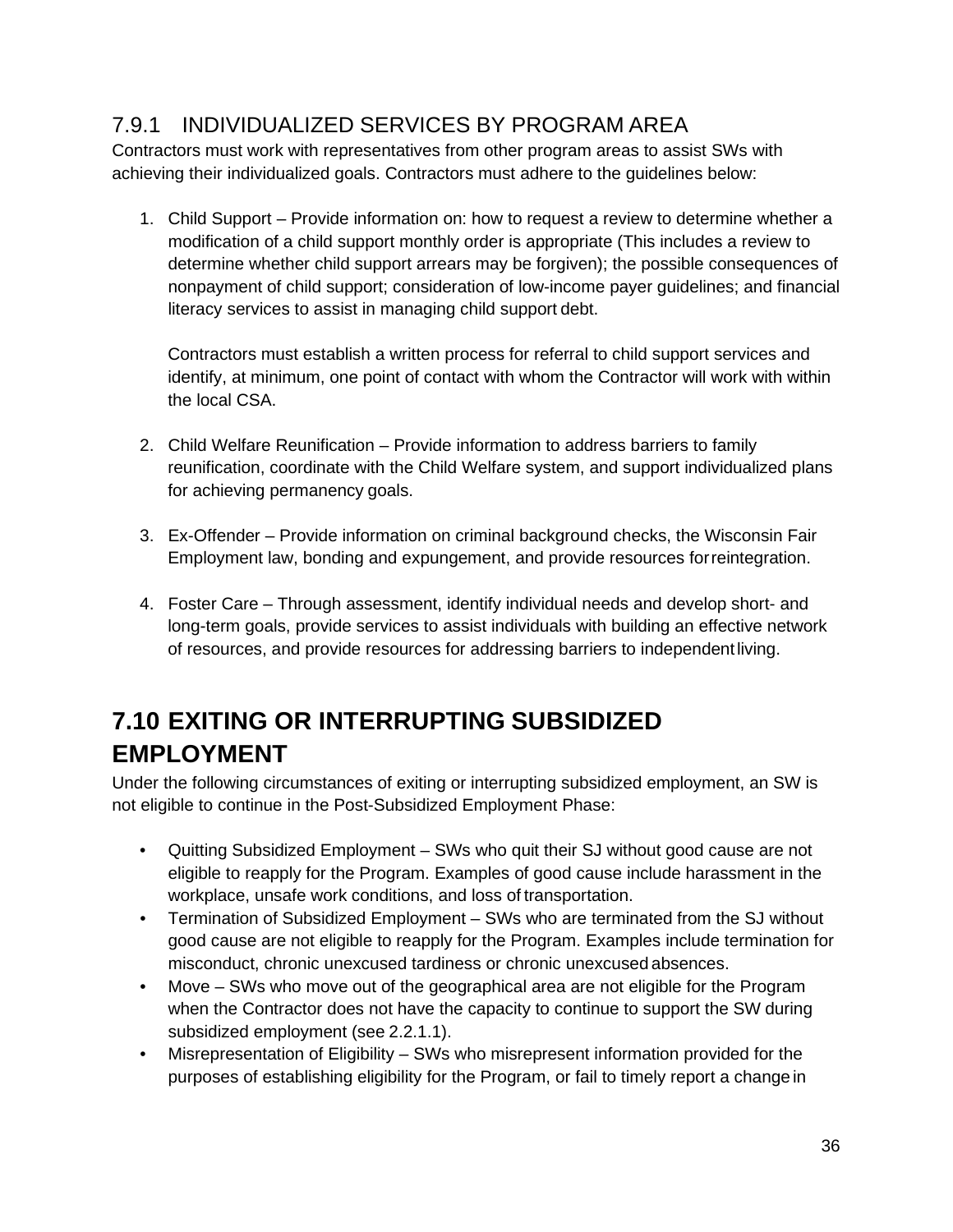### 7.9.1 INDIVIDUALIZED SERVICES BY PROGRAM AREA

Contractors must work with representatives from other program areas to assist SWs with achieving their individualized goals. Contractors must adhere to the guidelines below:

1. Child Support – Provide information on: how to request a review to determine whether a modification of a child support monthly order is appropriate (This includes a review to determine whether child support arrears may be forgiven); the possible consequences of nonpayment of child support; consideration of low-income payer guidelines; and financial literacy services to assist in managing child support debt.

   Contractors must establish a written process for referral to child support services and identify, at minimum, one point of contact with whom the Contractor will work with within the local CSA.

2. Child Welfare Reunification – Provide information to address barriers to family reunification, coordinate with the Child Welfare system, and support individualized plans for achieving permanency goals.

3. Ex-Offender – Provide information on criminal background checks, the Wisconsin Fair Employment law, bonding and expungement, and provide resources for reintegration.

4. Foster Care – Through assessment, identify individual needs and develop short- and long-term goals, provide services to assist individuals with building an effective network of resources, and provide resources for addressing barriers to independent living.

## 7.10 EXITING OR INTERRUPTING SUBSIDIZED EMPLOYMENT

Under the following circumstances of exiting or interrupting subsidized employment, an SW is not eligible to continue in the Post-Subsidized Employment Phase:

- Quitting Subsidized Employment – SWs who quit their SJ without good cause are not eligible to reapply for the Program. Examples of good cause include harassment in the workplace, unsafe work conditions, and loss of transportation.
- Termination of Subsidized Employment – SWs who are terminated from the SJ without good cause are not eligible to reapply for the Program. Examples include termination for misconduct, chronic unexcused tardiness or chronic unexcused absences.
- Move – SWs who move out of the geographical area are not eligible for the Program when the Contractor does not have the capacity to continue to support the SW during subsidized employment (see 2.2.1.1).
- Misrepresentation of Eligibility – SWs who misrepresent information provided for the purposes of establishing eligibility for the Program, or fail to timely report a change in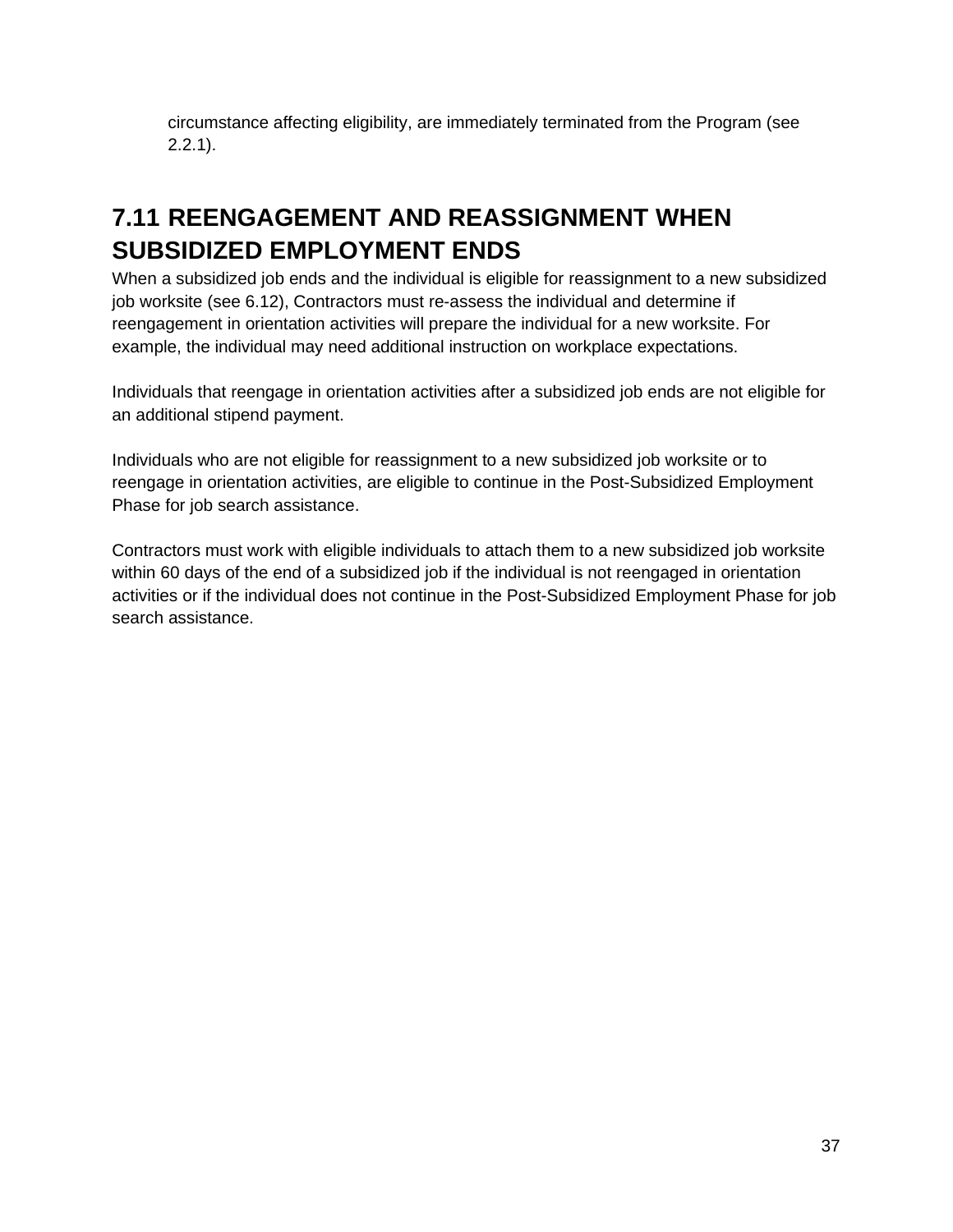circumstance affecting eligibility, are immediately terminated from the Program (see 2.2.1).

## 7.11 REENGAGEMENT AND REASSIGNMENT WHEN SUBSIDIZED EMPLOYMENT ENDS

When a subsidized job ends and the individual is eligible for reassignment to a new subsidized job worksite (see 6.12), Contractors must re-assess the individual and determine if reengagement in orientation activities will prepare the individual for a new worksite. For example, the individual may need additional instruction on workplace expectations.

Individuals that reengage in orientation activities after a subsidized job ends are not eligible for an additional stipend payment.

Individuals who are not eligible for reassignment to a new subsidized job worksite or to reengage in orientation activities, are eligible to continue in the Post-Subsidized Employment Phase for job search assistance.

Contractors must work with eligible individuals to attach them to a new subsidized job worksite within 60 days of the end of a subsidized job if the individual is not reengaged in orientation activities or if the individual does not continue in the Post-Subsidized Employment Phase for job search assistance.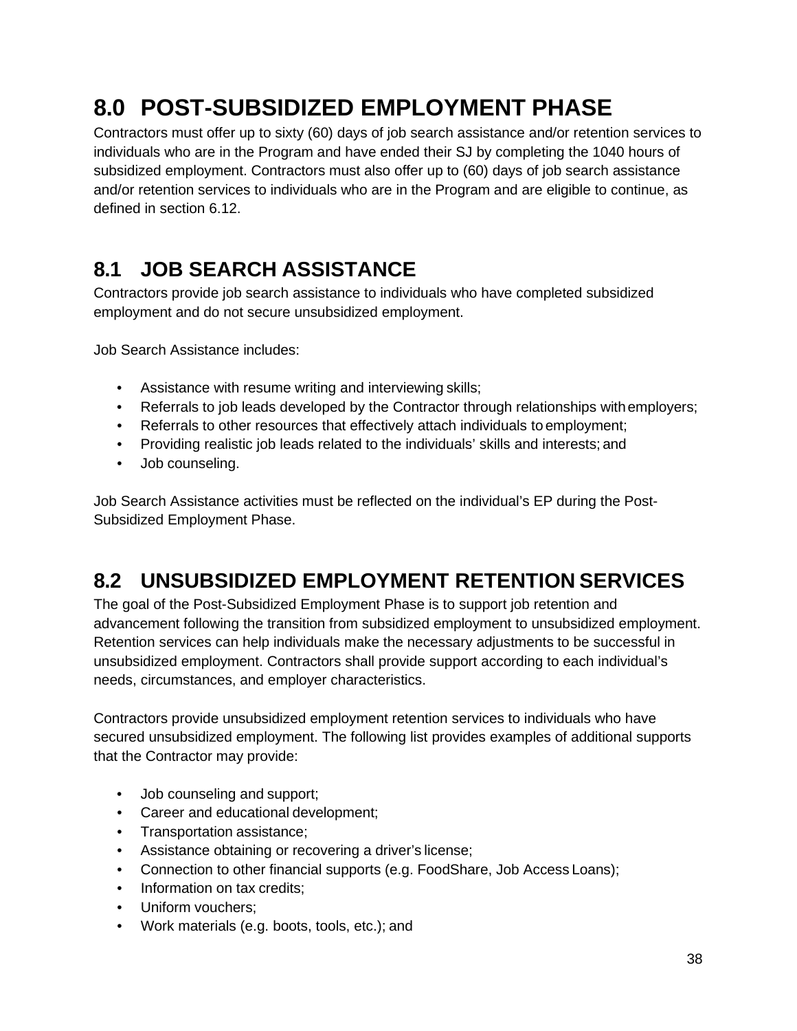# 8.0 POST-SUBSIDIZED EMPLOYMENT PHASE

Contractors must offer up to sixty (60) days of job search assistance and/or retention services to individuals who are in the Program and have ended their SJ by completing the 1040 hours of subsidized employment. Contractors must also offer up to (60) days of job search assistance and/or retention services to individuals who are in the Program and are eligible to continue, as defined in section 6.12.

## 8.1 JOB SEARCH ASSISTANCE

Contractors provide job search assistance to individuals who have completed subsidized employment and do not secure unsubsidized employment.

Job Search Assistance includes:

- Assistance with resume writing and interviewing skills;
- Referrals to job leads developed by the Contractor through relationships with employers;
- Referrals to other resources that effectively attach individuals to employment;
- Providing realistic job leads related to the individuals' skills and interests; and
- Job counseling.

Job Search Assistance activities must be reflected on the individual's EP during the Post-Subsidized Employment Phase.

## 8.2 UNSUBSIDIZED EMPLOYMENT RETENTION SERVICES

The goal of the Post-Subsidized Employment Phase is to support job retention and advancement following the transition from subsidized employment to unsubsidized employment. Retention services can help individuals make the necessary adjustments to be successful in unsubsidized employment. Contractors shall provide support according to each individual's needs, circumstances, and employer characteristics.

Contractors provide unsubsidized employment retention services to individuals who have secured unsubsidized employment. The following list provides examples of additional supports that the Contractor may provide:

- Job counseling and support;
- Career and educational development;
- Transportation assistance;
- Assistance obtaining or recovering a driver's license;
- Connection to other financial supports (e.g. FoodShare, Job Access Loans);
- Information on tax credits;
- Uniform vouchers;
- Work materials (e.g. boots, tools, etc.); and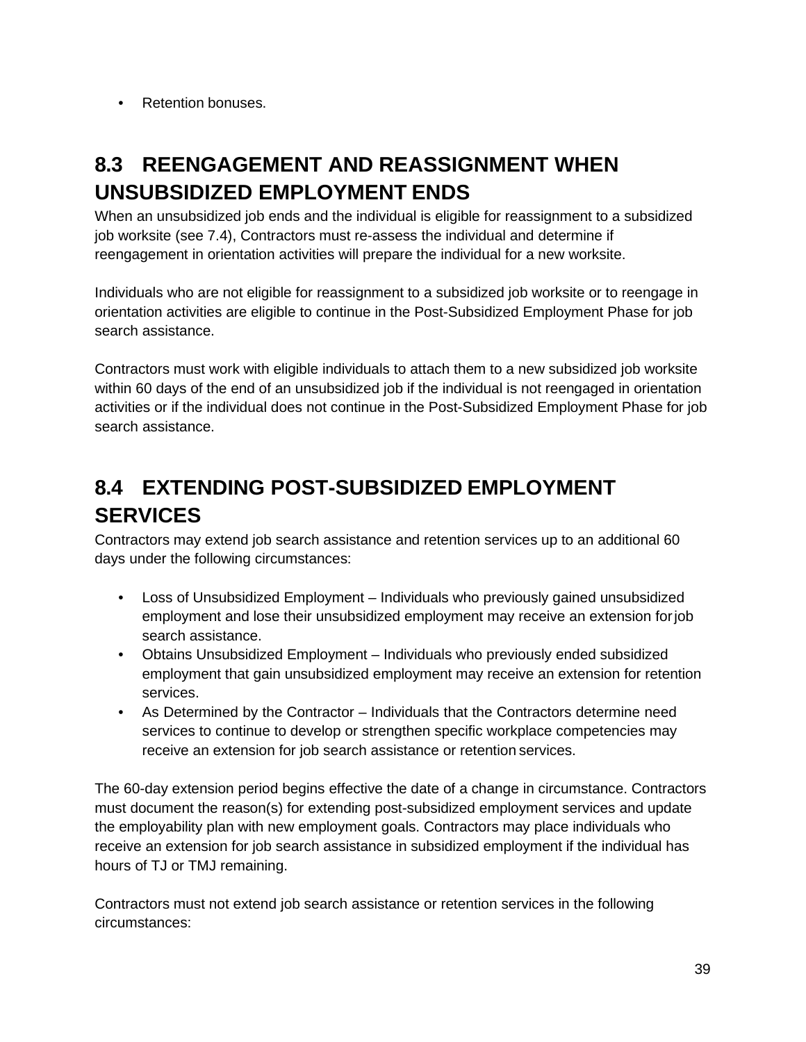- Retention bonuses.

## 8.3 REENGAGEMENT AND REASSIGNMENT WHEN UNSUBSIDIZED EMPLOYMENT ENDS

When an unsubsidized job ends and the individual is eligible for reassignment to a subsidized job worksite (see 7.4), Contractors must re-assess the individual and determine if reengagement in orientation activities will prepare the individual for a new worksite.

Individuals who are not eligible for reassignment to a subsidized job worksite or to reengage in orientation activities are eligible to continue in the Post-Subsidized Employment Phase for job search assistance.

Contractors must work with eligible individuals to attach them to a new subsidized job worksite within 60 days of the end of an unsubsidized job if the individual is not reengaged in orientation activities or if the individual does not continue in the Post-Subsidized Employment Phase for job search assistance.

## 8.4 EXTENDING POST-SUBSIDIZED EMPLOYMENT SERVICES

Contractors may extend job search assistance and retention services up to an additional 60 days under the following circumstances:

- Loss of Unsubsidized Employment – Individuals who previously gained unsubsidized employment and lose their unsubsidized employment may receive an extension for job search assistance.
- Obtains Unsubsidized Employment – Individuals who previously ended subsidized employment that gain unsubsidized employment may receive an extension for retention services.
- As Determined by the Contractor – Individuals that the Contractors determine need services to continue to develop or strengthen specific workplace competencies may receive an extension for job search assistance or retention services.

The 60-day extension period begins effective the date of a change in circumstance. Contractors must document the reason(s) for extending post-subsidized employment services and update the employability plan with new employment goals. Contractors may place individuals who receive an extension for job search assistance in subsidized employment if the individual has hours of TJ or TMJ remaining.

Contractors must not extend job search assistance or retention services in the following circumstances: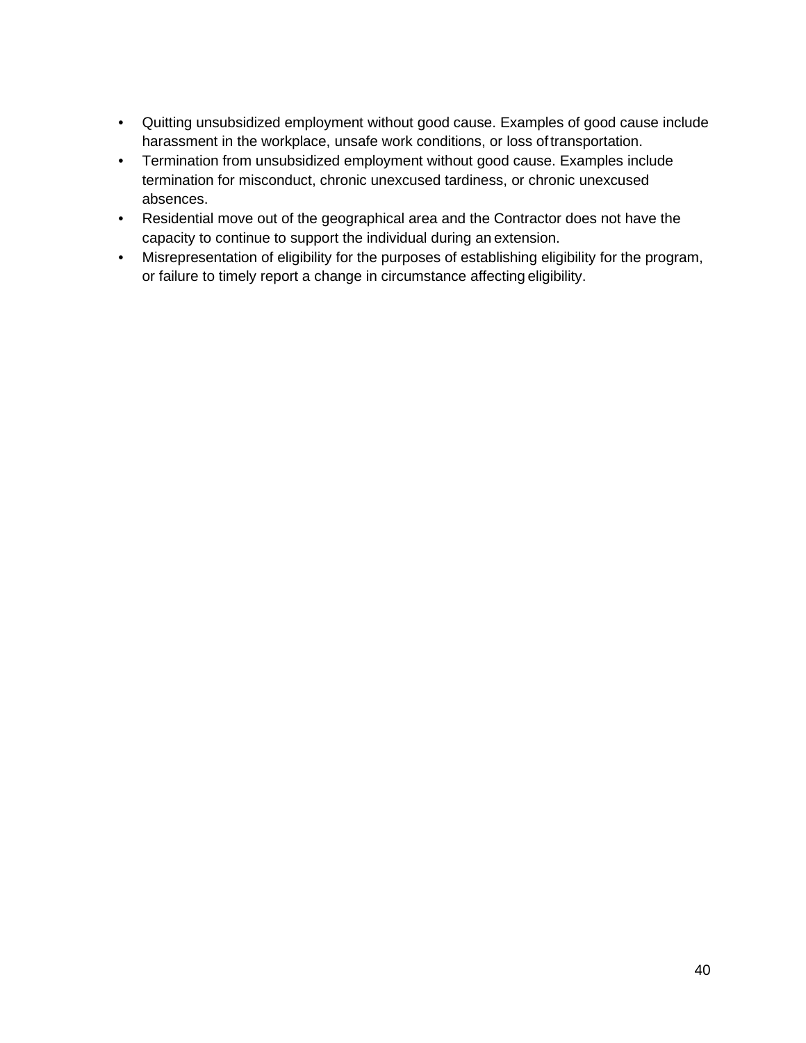- Quitting unsubsidized employment without good cause. Examples of good cause include harassment in the workplace, unsafe work conditions, or loss of transportation.
- Termination from unsubsidized employment without good cause. Examples include termination for misconduct, chronic unexcused tardiness, or chronic unexcused absences.
- Residential move out of the geographical area and the Contractor does not have the capacity to continue to support the individual during an extension.
- Misrepresentation of eligibility for the purposes of establishing eligibility for the program, or failure to timely report a change in circumstance affecting eligibility.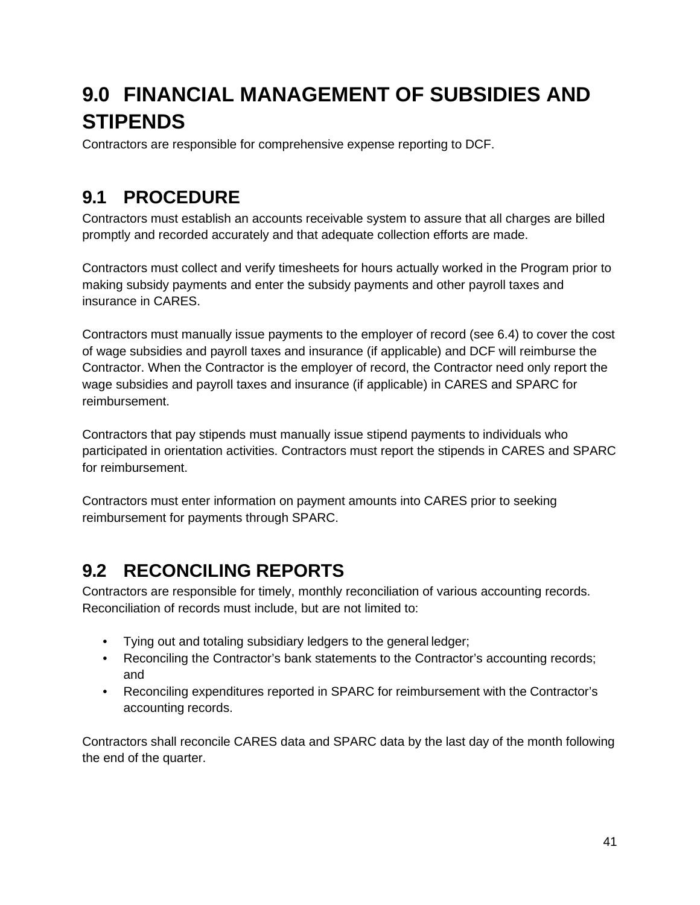# 9.0 FINANCIAL MANAGEMENT OF SUBSIDIES AND STIPENDS

Contractors are responsible for comprehensive expense reporting to DCF.

## 9.1 PROCEDURE

Contractors must establish an accounts receivable system to assure that all charges are billed promptly and recorded accurately and that adequate collection efforts are made.

Contractors must collect and verify timesheets for hours actually worked in the Program prior to making subsidy payments and enter the subsidy payments and other payroll taxes and insurance in CARES.

Contractors must manually issue payments to the employer of record (see 6.4) to cover the cost of wage subsidies and payroll taxes and insurance (if applicable) and DCF will reimburse the Contractor. When the Contractor is the employer of record, the Contractor need only report the wage subsidies and payroll taxes and insurance (if applicable) in CARES and SPARC for reimbursement.

Contractors that pay stipends must manually issue stipend payments to individuals who participated in orientation activities. Contractors must report the stipends in CARES and SPARC for reimbursement.

Contractors must enter information on payment amounts into CARES prior to seeking reimbursement for payments through SPARC.

## 9.2 RECONCILING REPORTS

Contractors are responsible for timely, monthly reconciliation of various accounting records. Reconciliation of records must include, but are not limited to:

- Tying out and totaling subsidiary ledgers to the general ledger;
- Reconciling the Contractor's bank statements to the Contractor's accounting records; and
- Reconciling expenditures reported in SPARC for reimbursement with the Contractor's accounting records.

Contractors shall reconcile CARES data and SPARC data by the last day of the month following the end of the quarter.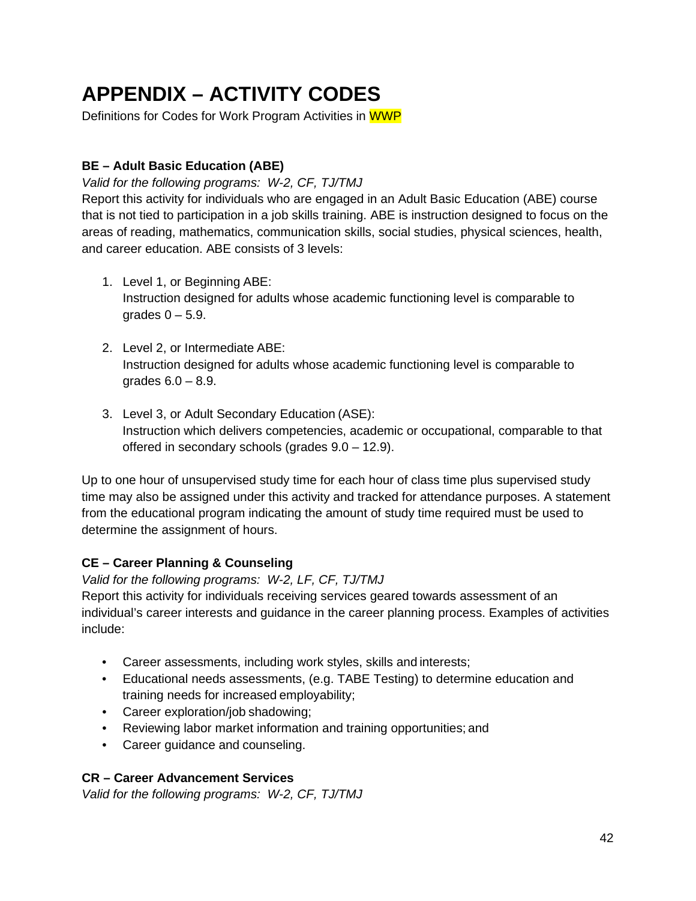# APPENDIX – ACTIVITY CODES

Definitions for Codes for Work Program Activities in WWP

### BE – Adult Basic Education (ABE)

*Valid for the following programs: W-2, CF, TJ/TMJ*

Report this activity for individuals who are engaged in an Adult Basic Education (ABE) course that is not tied to participation in a job skills training. ABE is instruction designed to focus on the areas of reading, mathematics, communication skills, social studies, physical sciences, health, and career education. ABE consists of 3 levels:

1. Level 1, or Beginning ABE:
   Instruction designed for adults whose academic functioning level is comparable to grades 0 – 5.9.

2. Level 2, or Intermediate ABE:
   Instruction designed for adults whose academic functioning level is comparable to grades 6.0 – 8.9.

3. Level 3, or Adult Secondary Education (ASE):
   Instruction which delivers competencies, academic or occupational, comparable to that offered in secondary schools (grades 9.0 – 12.9).

Up to one hour of unsupervised study time for each hour of class time plus supervised study time may also be assigned under this activity and tracked for attendance purposes. A statement from the educational program indicating the amount of study time required must be used to determine the assignment of hours.

### CE – Career Planning & Counseling

*Valid for the following programs: W-2, LF, CF, TJ/TMJ*

Report this activity for individuals receiving services geared towards assessment of an individual's career interests and guidance in the career planning process. Examples of activities include:

- Career assessments, including work styles, skills and interests;
- Educational needs assessments, (e.g. TABE Testing) to determine education and training needs for increased employability;
- Career exploration/job shadowing;
- Reviewing labor market information and training opportunities; and
- Career guidance and counseling.

### CR – Career Advancement Services

*Valid for the following programs: W-2, CF, TJ/TMJ*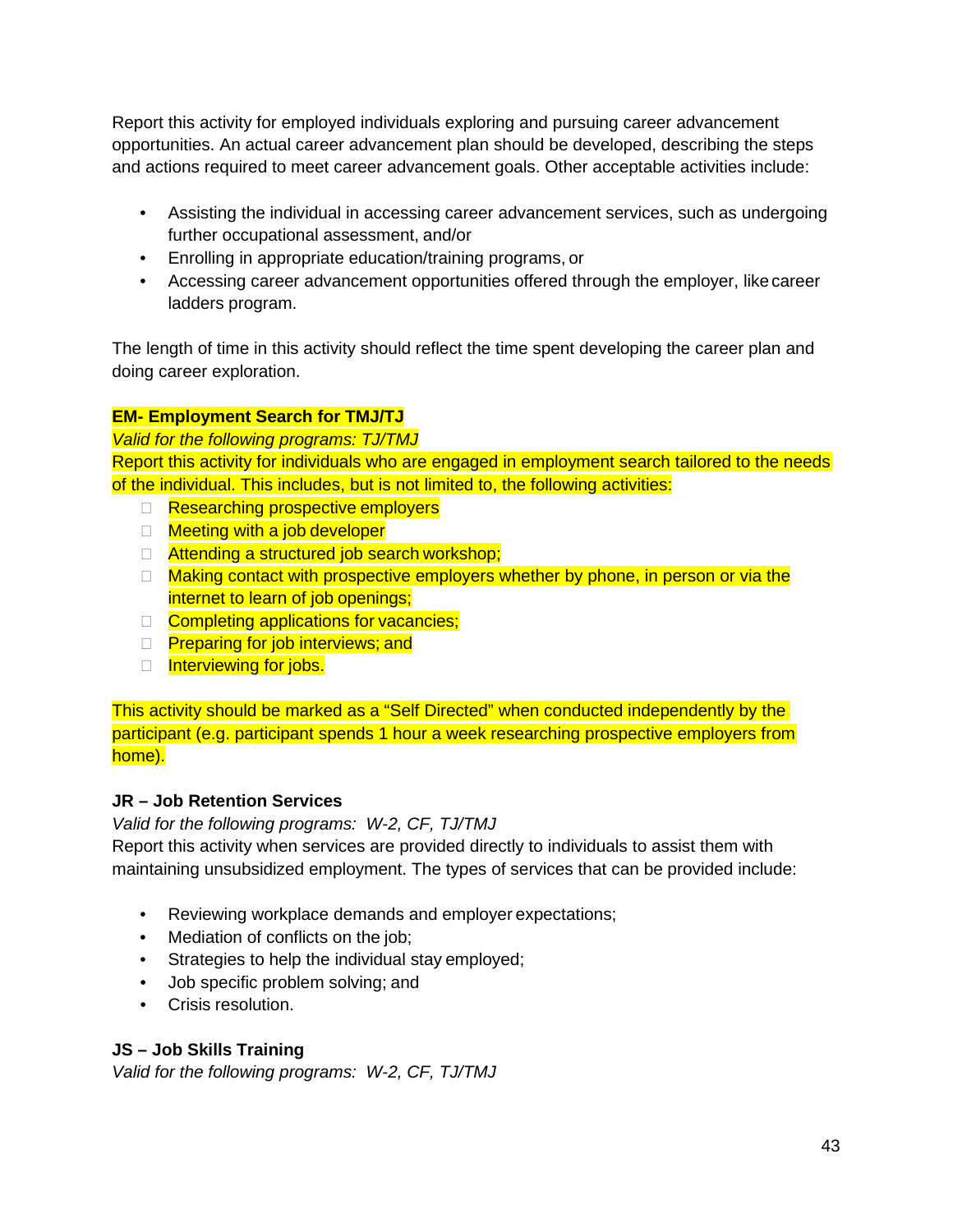Report this activity for employed individuals exploring and pursuing career advancement opportunities. An actual career advancement plan should be developed, describing the steps and actions required to meet career advancement goals. Other acceptable activities include:

- Assisting the individual in accessing career advancement services, such as undergoing further occupational assessment, and/or
- Enrolling in appropriate education/training programs, or
- Accessing career advancement opportunities offered through the employer, like career ladders program.

The length of time in this activity should reflect the time spent developing the career plan and doing career exploration.

**EM- Employment Search for TMJ/TJ**

*Valid for the following programs: TJ/TMJ*

Report this activity for individuals who are engaged in employment search tailored to the needs of the individual. This includes, but is not limited to, the following activities:

- Researching prospective employers
- Meeting with a job developer
- Attending a structured job search workshop;
- Making contact with prospective employers whether by phone, in person or via the internet to learn of job openings;
- Completing applications for vacancies;
- Preparing for job interviews; and
- Interviewing for jobs.

This activity should be marked as a "Self Directed" when conducted independently by the participant (e.g. participant spends 1 hour a week researching prospective employers from home).

**JR – Job Retention Services**

*Valid for the following programs: W-2, CF, TJ/TMJ*

Report this activity when services are provided directly to individuals to assist them with maintaining unsubsidized employment. The types of services that can be provided include:

- Reviewing workplace demands and employer expectations;
- Mediation of conflicts on the job;
- Strategies to help the individual stay employed;
- Job specific problem solving; and
- Crisis resolution.

**JS – Job Skills Training**

*Valid for the following programs: W-2, CF, TJ/TMJ*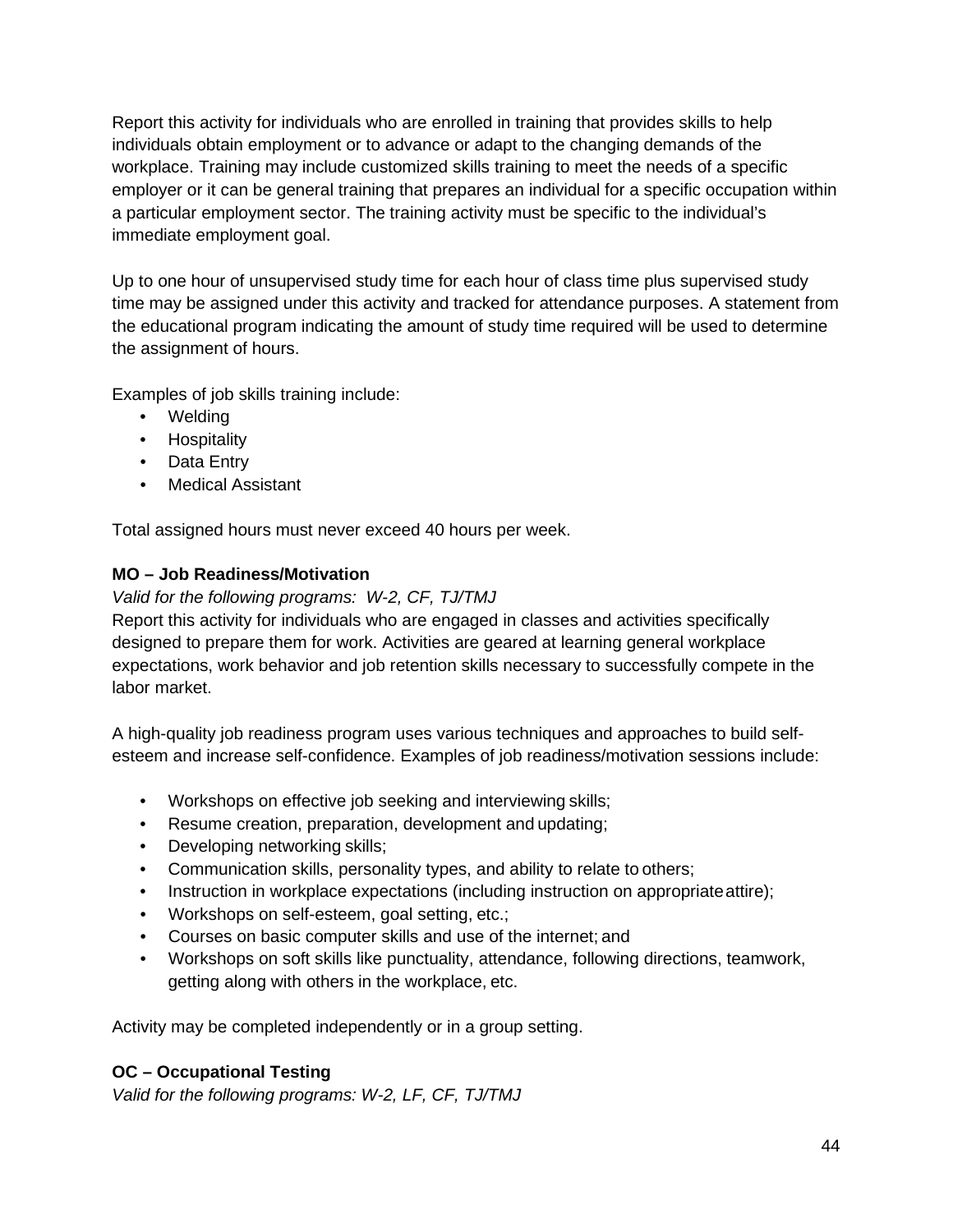Report this activity for individuals who are enrolled in training that provides skills to help individuals obtain employment or to advance or adapt to the changing demands of the workplace. Training may include customized skills training to meet the needs of a specific employer or it can be general training that prepares an individual for a specific occupation within a particular employment sector. The training activity must be specific to the individual's immediate employment goal.

Up to one hour of unsupervised study time for each hour of class time plus supervised study time may be assigned under this activity and tracked for attendance purposes. A statement from the educational program indicating the amount of study time required will be used to determine the assignment of hours.

Examples of job skills training include:

- Welding
- Hospitality
- Data Entry
- Medical Assistant

Total assigned hours must never exceed 40 hours per week.

**MO – Job Readiness/Motivation**

*Valid for the following programs: W-2, CF, TJ/TMJ*

Report this activity for individuals who are engaged in classes and activities specifically designed to prepare them for work. Activities are geared at learning general workplace expectations, work behavior and job retention skills necessary to successfully compete in the labor market.

A high-quality job readiness program uses various techniques and approaches to build self-esteem and increase self-confidence. Examples of job readiness/motivation sessions include:

- Workshops on effective job seeking and interviewing skills;
- Resume creation, preparation, development and updating;
- Developing networking skills;
- Communication skills, personality types, and ability to relate to others;
- Instruction in workplace expectations (including instruction on appropriate attire);
- Workshops on self-esteem, goal setting, etc.;
- Courses on basic computer skills and use of the internet; and
- Workshops on soft skills like punctuality, attendance, following directions, teamwork, getting along with others in the workplace, etc.

Activity may be completed independently or in a group setting.

**OC – Occupational Testing**

*Valid for the following programs: W-2, LF, CF, TJ/TMJ*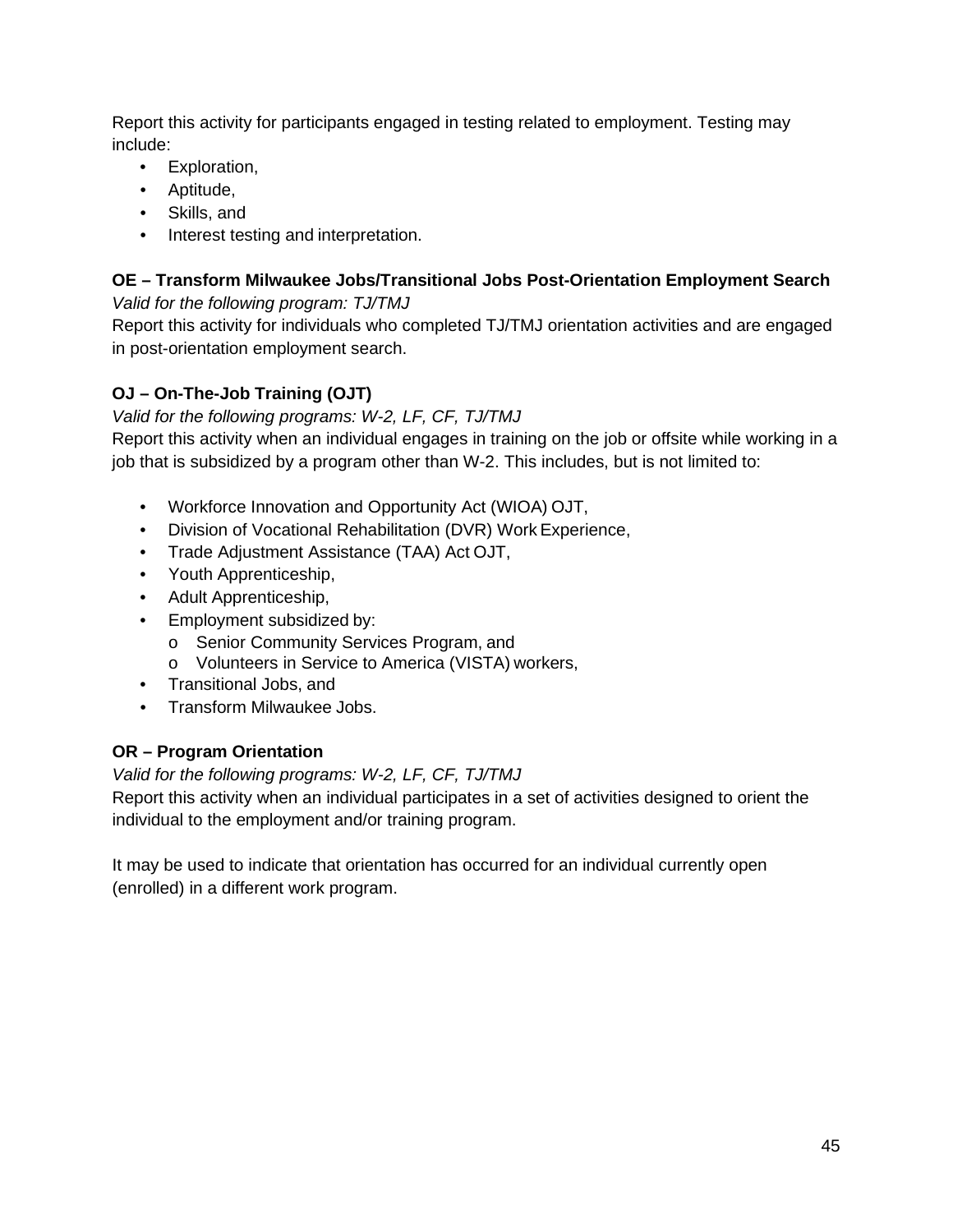Report this activity for participants engaged in testing related to employment. Testing may include:

- Exploration,
- Aptitude,
- Skills, and
- Interest testing and interpretation.

**OE – Transform Milwaukee Jobs/Transitional Jobs Post-Orientation Employment Search**

*Valid for the following program: TJ/TMJ*

Report this activity for individuals who completed TJ/TMJ orientation activities and are engaged in post-orientation employment search.

**OJ – On-The-Job Training (OJT)**

*Valid for the following programs: W-2, LF, CF, TJ/TMJ*

Report this activity when an individual engages in training on the job or offsite while working in a job that is subsidized by a program other than W-2. This includes, but is not limited to:

- Workforce Innovation and Opportunity Act (WIOA) OJT,
- Division of Vocational Rehabilitation (DVR) Work Experience,
- Trade Adjustment Assistance (TAA) Act OJT,
- Youth Apprenticeship,
- Adult Apprenticeship,
- Employment subsidized by:
  - Senior Community Services Program, and
  - Volunteers in Service to America (VISTA) workers,
- Transitional Jobs, and
- Transform Milwaukee Jobs.

**OR – Program Orientation**

*Valid for the following programs: W-2, LF, CF, TJ/TMJ*

Report this activity when an individual participates in a set of activities designed to orient the individual to the employment and/or training program.

It may be used to indicate that orientation has occurred for an individual currently open (enrolled) in a different work program.